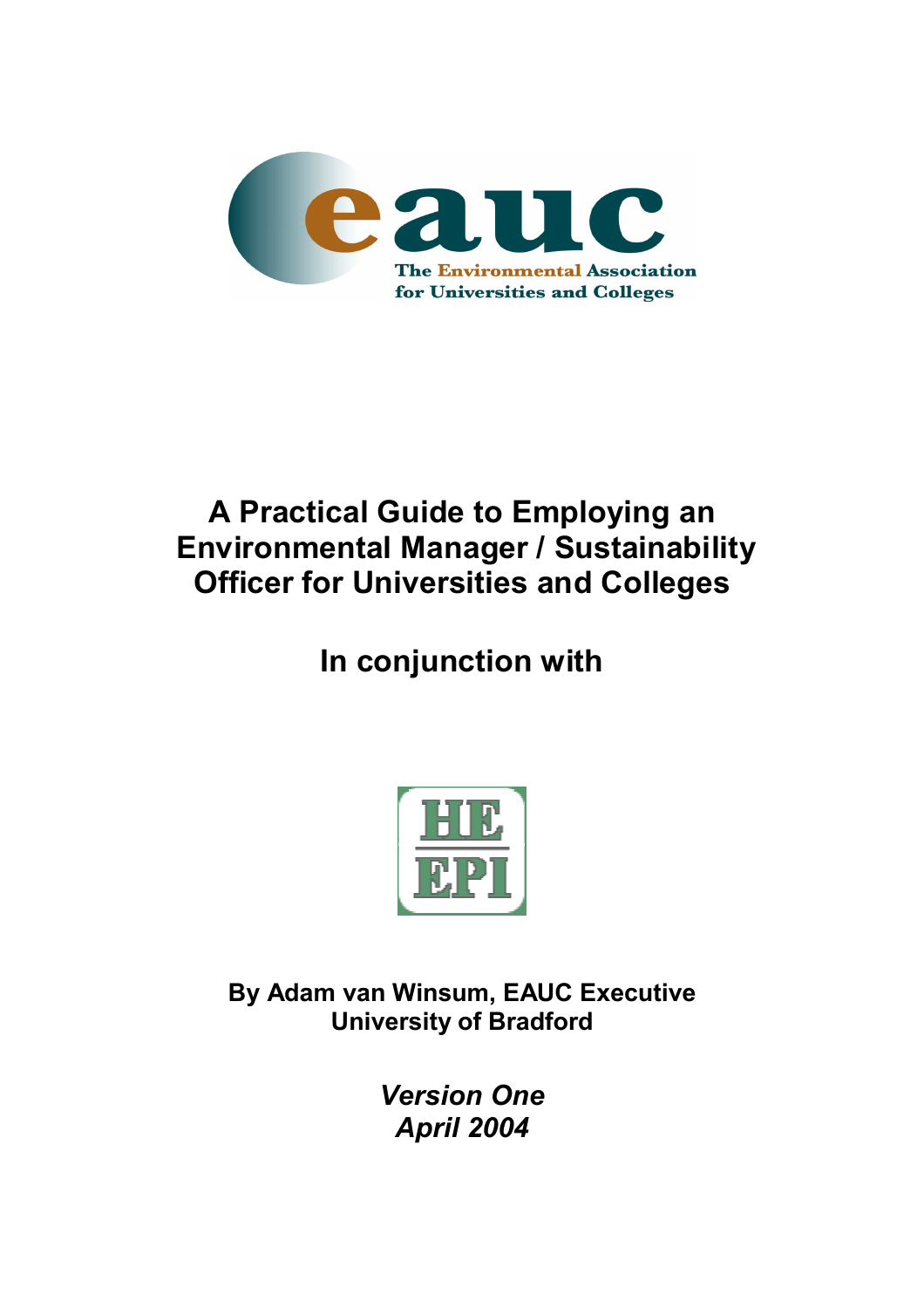eauc

The Environmental Association for Universities and Colleges

# A Practical Guide to Employing an Environmental Manager / Sustainability Officer for Universities and Colleges

## In conjunction with

HE EPI

**By Adam van Winsum, EAUC Executive**
**University of Bradford**

***Version One***
***April 2004***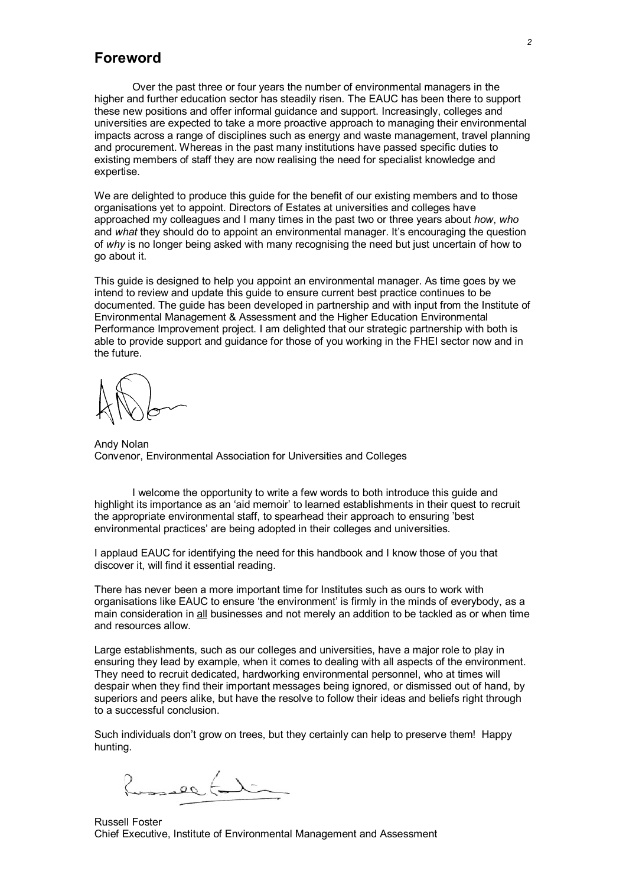## Foreword

Over the past three or four years the number of environmental managers in the higher and further education sector has steadily risen. The EAUC has been there to support these new positions and offer informal guidance and support. Increasingly, colleges and universities are expected to take a more proactive approach to managing their environmental impacts across a range of disciplines such as energy and waste management, travel planning and procurement. Whereas in the past many institutions have passed specific duties to existing members of staff they are now realising the need for specialist knowledge and expertise.

We are delighted to produce this guide for the benefit of our existing members and to those organisations yet to appoint. Directors of Estates at universities and colleges have approached my colleagues and I many times in the past two or three years about *how*, *who* and *what* they should do to appoint an environmental manager. It's encouraging the question of *why* is no longer being asked with many recognising the need but just uncertain of how to go about it.

This guide is designed to help you appoint an environmental manager. As time goes by we intend to review and update this guide to ensure current best practice continues to be documented. The guide has been developed in partnership and with input from the Institute of Environmental Management & Assessment and the Higher Education Environmental Performance Improvement project. I am delighted that our strategic partnership with both is able to provide support and guidance for those of you working in the FHEI sector now and in the future.

Andy Nolan
Convenor, Environmental Association for Universities and Colleges

I welcome the opportunity to write a few words to both introduce this guide and highlight its importance as an 'aid memoir' to learned establishments in their quest to recruit the appropriate environmental staff, to spearhead their approach to ensuring 'best environmental practices' are being adopted in their colleges and universities.

I applaud EAUC for identifying the need for this handbook and I know those of you that discover it, will find it essential reading.

There has never been a more important time for Institutes such as ours to work with organisations like EAUC to ensure 'the environment' is firmly in the minds of everybody, as a main consideration in <u>all</u> businesses and not merely an addition to be tackled as or when time and resources allow.

Large establishments, such as our colleges and universities, have a major role to play in ensuring they lead by example, when it comes to dealing with all aspects of the environment. They need to recruit dedicated, hardworking environmental personnel, who at times will despair when they find their important messages being ignored, or dismissed out of hand, by superiors and peers alike, but have the resolve to follow their ideas and beliefs right through to a successful conclusion.

Such individuals don't grow on trees, but they certainly can help to preserve them! Happy hunting.

Russell Foster
Chief Executive, Institute of Environmental Management and Assessment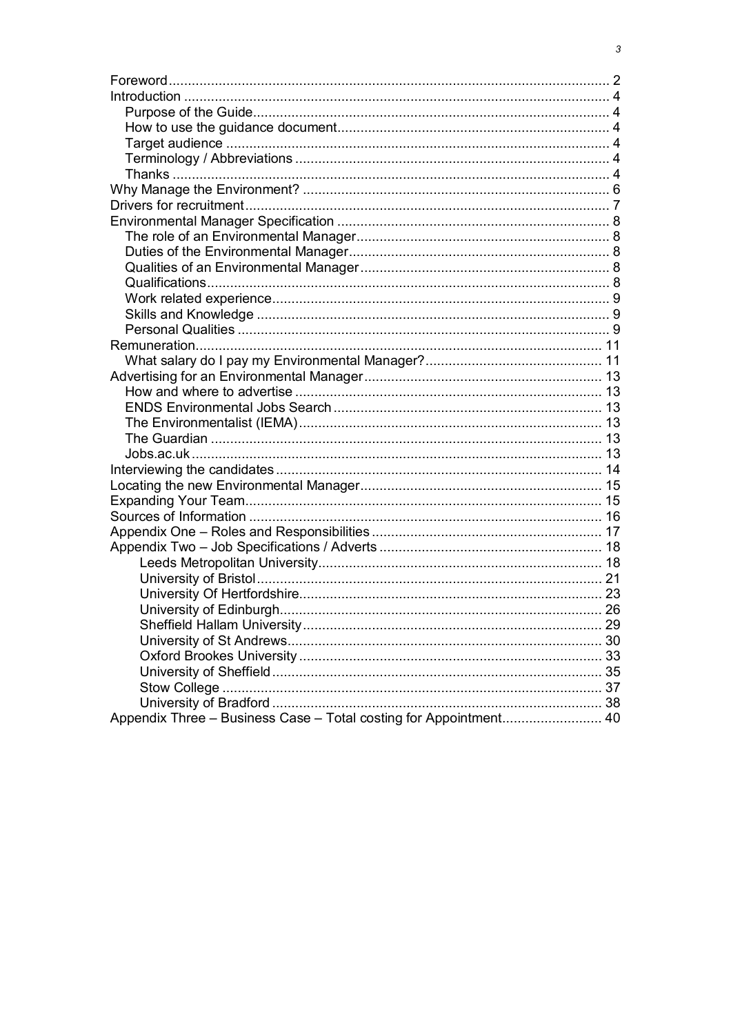- Foreword 2
- Introduction 4
  - Purpose of the Guide 4
  - How to use the guidance document 4
  - Target audience 4
  - Terminology / Abbreviations 4
  - Thanks 4
- Why Manage the Environment? 6
- Drivers for recruitment 7
- Environmental Manager Specification 8
  - The role of an Environmental Manager 8
  - Duties of the Environmental Manager 8
  - Qualities of an Environmental Manager 8
  - Qualifications 8
  - Work related experience 9
  - Skills and Knowledge 9
  - Personal Qualities 9
- Remuneration 11
  - What salary do I pay my Environmental Manager? 11
- Advertising for an Environmental Manager 13
  - How and where to advertise 13
  - ENDS Environmental Jobs Search 13
  - The Environmentalist (IEMA) 13
  - The Guardian 13
  - Jobs.ac.uk 13
- Interviewing the candidates 14
- Locating the new Environmental Manager 15
- Expanding Your Team 15
- Sources of Information 16
- Appendix One – Roles and Responsibilities 17
- Appendix Two – Job Specifications / Adverts 18
  - Leeds Metropolitan University 18
  - University of Bristol 21
  - University Of Hertfordshire 23
  - University of Edinburgh 26
  - Sheffield Hallam University 29
  - University of St Andrews 30
  - Oxford Brookes University 33
  - University of Sheffield 35
  - Stow College 37
  - University of Bradford 38
- Appendix Three – Business Case – Total costing for Appointment 40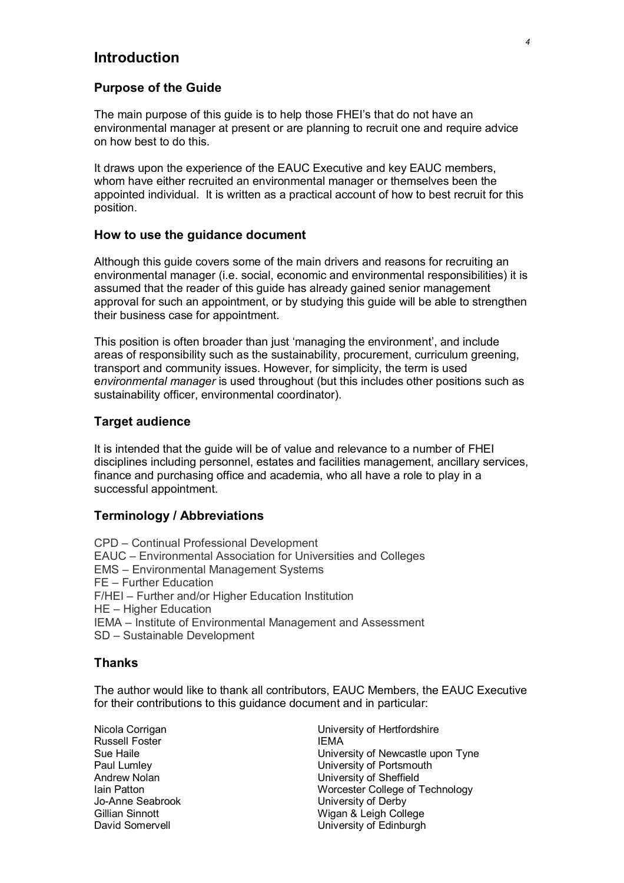# Introduction

## Purpose of the Guide

The main purpose of this guide is to help those FHEI's that do not have an environmental manager at present or are planning to recruit one and require advice on how best to do this.

It draws upon the experience of the EAUC Executive and key EAUC members, whom have either recruited an environmental manager or themselves been the appointed individual. It is written as a practical account of how to best recruit for this position.

## How to use the guidance document

Although this guide covers some of the main drivers and reasons for recruiting an environmental manager (i.e. social, economic and environmental responsibilities) it is assumed that the reader of this guide has already gained senior management approval for such an appointment, or by studying this guide will be able to strengthen their business case for appointment.

This position is often broader than just 'managing the environment', and include areas of responsibility such as the sustainability, procurement, curriculum greening, transport and community issues. However, for simplicity, the term is used e*nvironmental manager* is used throughout (but this includes other positions such as sustainability officer, environmental coordinator).

## Target audience

It is intended that the guide will be of value and relevance to a number of FHEI disciplines including personnel, estates and facilities management, ancillary services, finance and purchasing office and academia, who all have a role to play in a successful appointment.

## Terminology / Abbreviations

CPD – Continual Professional Development
EAUC – Environmental Association for Universities and Colleges
EMS – Environmental Management Systems
FE – Further Education
F/HEI – Further and/or Higher Education Institution
HE – Higher Education
IEMA – Institute of Environmental Management and Assessment
SD – Sustainable Development

## Thanks

The author would like to thank all contributors, EAUC Members, the EAUC Executive for their contributions to this guidance document and in particular:

| | |
|---|---|
| Nicola Corrigan | University of Hertfordshire |
| Russell Foster | IEMA |
| Sue Haile | University of Newcastle upon Tyne |
| Paul Lumley | University of Portsmouth |
| Andrew Nolan | University of Sheffield |
| Iain Patton | Worcester College of Technology |
| Jo-Anne Seabrook | University of Derby |
| Gillian Sinnott | Wigan & Leigh College |
| David Somervell | University of Edinburgh |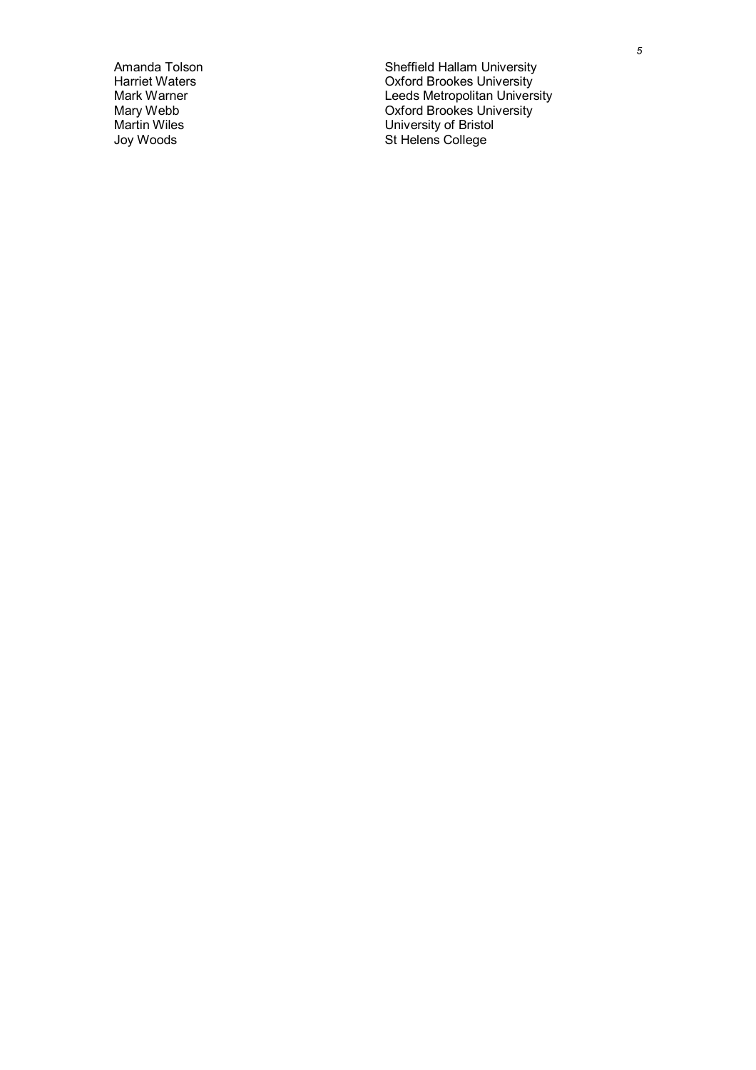| | |
|---|---|
| Amanda Tolson | Sheffield Hallam University |
| Harriet Waters | Oxford Brookes University |
| Mark Warner | Leeds Metropolitan University |
| Mary Webb | Oxford Brookes University |
| Martin Wiles | University of Bristol |
| Joy Woods | St Helens College |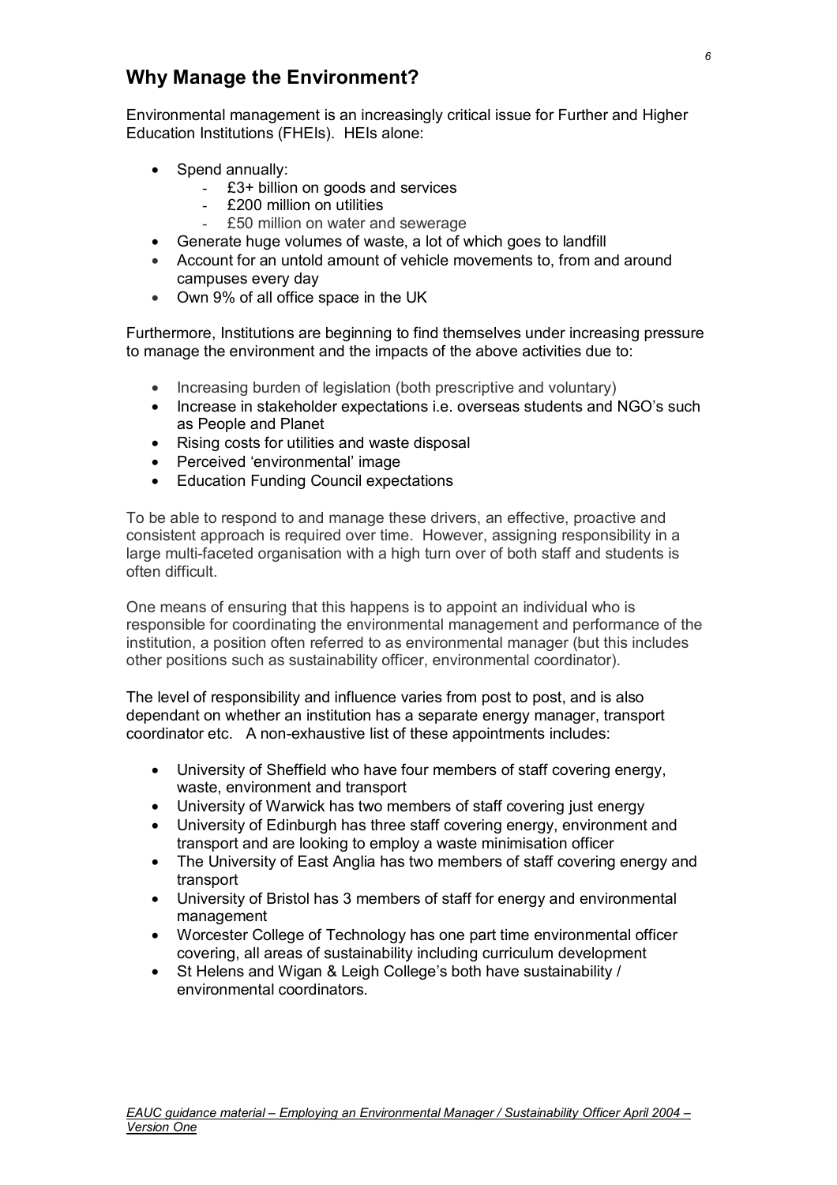## Why Manage the Environment?

Environmental management is an increasingly critical issue for Further and Higher Education Institutions (FHEIs). HEIs alone:

- Spend annually:
  - £3+ billion on goods and services
  - £200 million on utilities
  - £50 million on water and sewerage
- Generate huge volumes of waste, a lot of which goes to landfill
- Account for an untold amount of vehicle movements to, from and around campuses every day
- Own 9% of all office space in the UK

Furthermore, Institutions are beginning to find themselves under increasing pressure to manage the environment and the impacts of the above activities due to:

- Increasing burden of legislation (both prescriptive and voluntary)
- Increase in stakeholder expectations i.e. overseas students and NGO's such as People and Planet
- Rising costs for utilities and waste disposal
- Perceived 'environmental' image
- Education Funding Council expectations

To be able to respond to and manage these drivers, an effective, proactive and consistent approach is required over time. However, assigning responsibility in a large multi-faceted organisation with a high turn over of both staff and students is often difficult.

One means of ensuring that this happens is to appoint an individual who is responsible for coordinating the environmental management and performance of the institution, a position often referred to as environmental manager (but this includes other positions such as sustainability officer, environmental coordinator).

The level of responsibility and influence varies from post to post, and is also dependant on whether an institution has a separate energy manager, transport coordinator etc. A non-exhaustive list of these appointments includes:

- University of Sheffield who have four members of staff covering energy, waste, environment and transport
- University of Warwick has two members of staff covering just energy
- University of Edinburgh has three staff covering energy, environment and transport and are looking to employ a waste minimisation officer
- The University of East Anglia has two members of staff covering energy and transport
- University of Bristol has 3 members of staff for energy and environmental management
- Worcester College of Technology has one part time environmental officer covering, all areas of sustainability including curriculum development
- St Helens and Wigan & Leigh College's both have sustainability / environmental coordinators.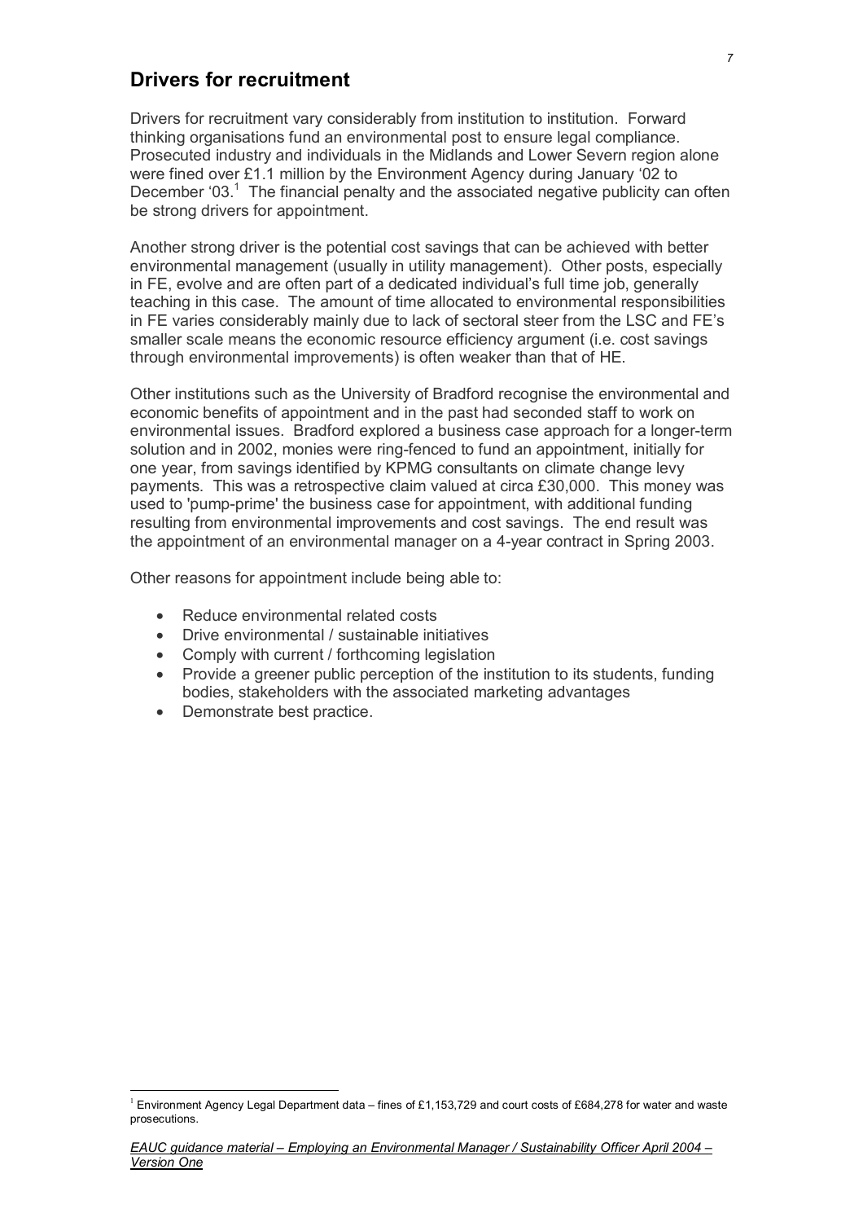## Drivers for recruitment

Drivers for recruitment vary considerably from institution to institution. Forward thinking organisations fund an environmental post to ensure legal compliance. Prosecuted industry and individuals in the Midlands and Lower Severn region alone were fined over £1.1 million by the Environment Agency during January '02 to December '03.[1] The financial penalty and the associated negative publicity can often be strong drivers for appointment.

Another strong driver is the potential cost savings that can be achieved with better environmental management (usually in utility management). Other posts, especially in FE, evolve and are often part of a dedicated individual's full time job, generally teaching in this case. The amount of time allocated to environmental responsibilities in FE varies considerably mainly due to lack of sectoral steer from the LSC and FE's smaller scale means the economic resource efficiency argument (i.e. cost savings through environmental improvements) is often weaker than that of HE.

Other institutions such as the University of Bradford recognise the environmental and economic benefits of appointment and in the past had seconded staff to work on environmental issues. Bradford explored a business case approach for a longer-term solution and in 2002, monies were ring-fenced to fund an appointment, initially for one year, from savings identified by KPMG consultants on climate change levy payments. This was a retrospective claim valued at circa £30,000. This money was used to 'pump-prime' the business case for appointment, with additional funding resulting from environmental improvements and cost savings. The end result was the appointment of an environmental manager on a 4-year contract in Spring 2003.

Other reasons for appointment include being able to:

- Reduce environmental related costs
- Drive environmental / sustainable initiatives
- Comply with current / forthcoming legislation
- Provide a greener public perception of the institution to its students, funding bodies, stakeholders with the associated marketing advantages
- Demonstrate best practice.

[1] Environment Agency Legal Department data – fines of £1,153,729 and court costs of £684,278 for water and waste prosecutions.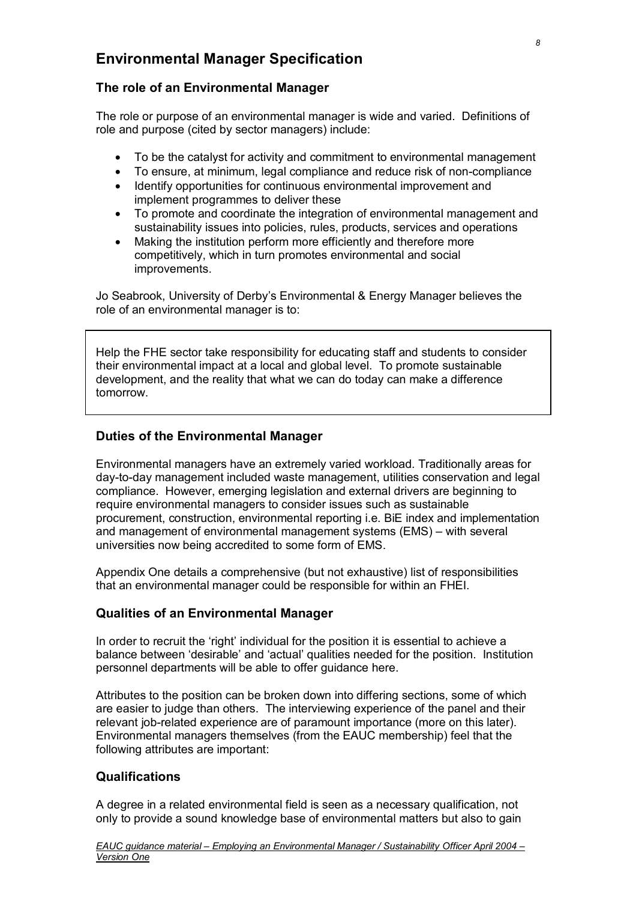# Environmental Manager Specification

## The role of an Environmental Manager

The role or purpose of an environmental manager is wide and varied. Definitions of role and purpose (cited by sector managers) include:

- To be the catalyst for activity and commitment to environmental management
- To ensure, at minimum, legal compliance and reduce risk of non-compliance
- Identify opportunities for continuous environmental improvement and implement programmes to deliver these
- To promote and coordinate the integration of environmental management and sustainability issues into policies, rules, products, services and operations
- Making the institution perform more efficiently and therefore more competitively, which in turn promotes environmental and social improvements.

Jo Seabrook, University of Derby's Environmental & Energy Manager believes the role of an environmental manager is to:

> Help the FHE sector take responsibility for educating staff and students to consider their environmental impact at a local and global level. To promote sustainable development, and the reality that what we can do today can make a difference tomorrow.

## Duties of the Environmental Manager

Environmental managers have an extremely varied workload. Traditionally areas for day-to-day management included waste management, utilities conservation and legal compliance. However, emerging legislation and external drivers are beginning to require environmental managers to consider issues such as sustainable procurement, construction, environmental reporting i.e. BiE index and implementation and management of environmental management systems (EMS) – with several universities now being accredited to some form of EMS.

Appendix One details a comprehensive (but not exhaustive) list of responsibilities that an environmental manager could be responsible for within an FHEI.

## Qualities of an Environmental Manager

In order to recruit the 'right' individual for the position it is essential to achieve a balance between 'desirable' and 'actual' qualities needed for the position. Institution personnel departments will be able to offer guidance here.

Attributes to the position can be broken down into differing sections, some of which are easier to judge than others. The interviewing experience of the panel and their relevant job-related experience are of paramount importance (more on this later). Environmental managers themselves (from the EAUC membership) feel that the following attributes are important:

## Qualifications

A degree in a related environmental field is seen as a necessary qualification, not only to provide a sound knowledge base of environmental matters but also to gain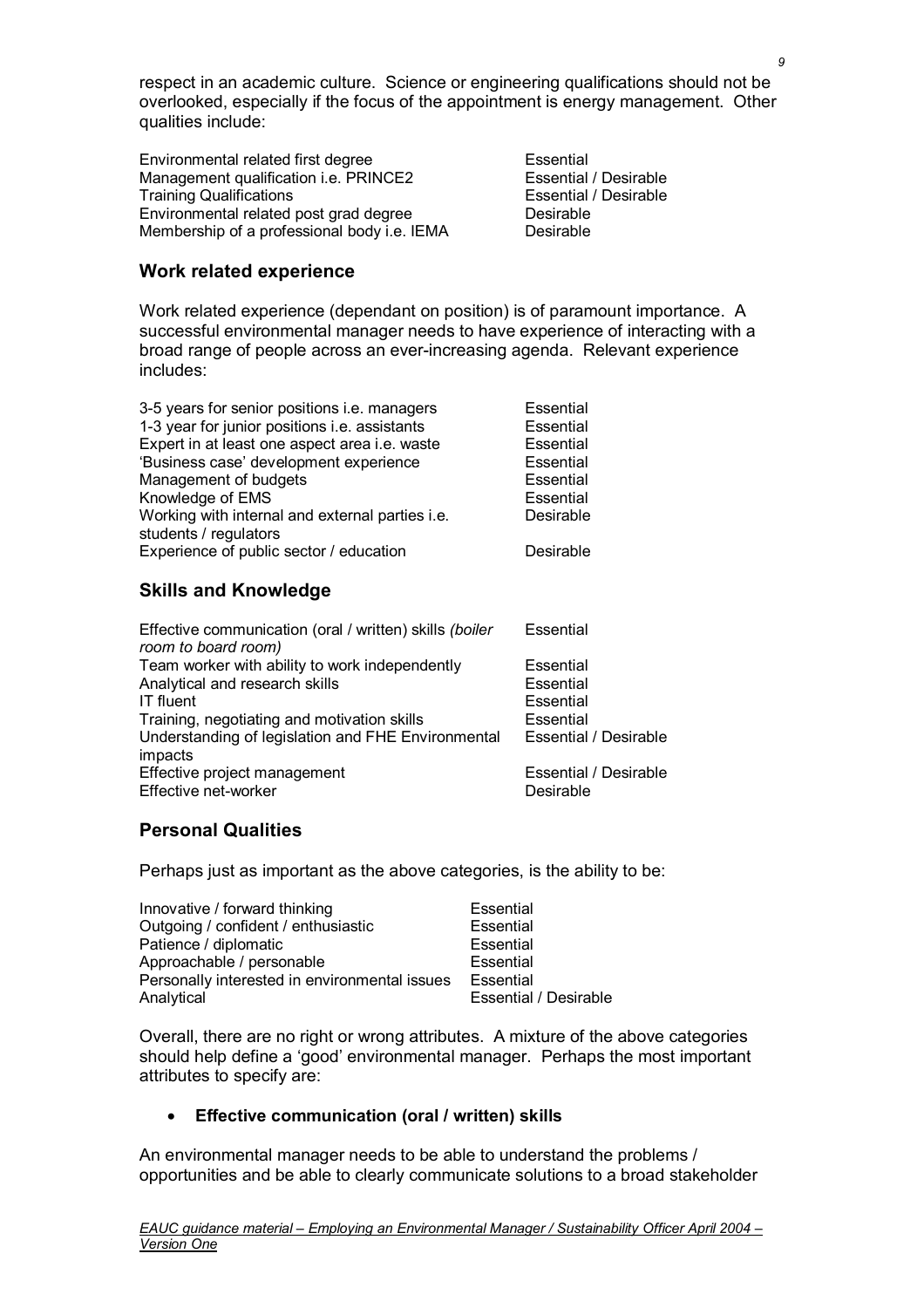respect in an academic culture. Science or engineering qualifications should not be overlooked, especially if the focus of the appointment is energy management. Other qualities include:

| | |
|---|---|
| Environmental related first degree | Essential |
| Management qualification i.e. PRINCE2 | Essential / Desirable |
| Training Qualifications | Essential / Desirable |
| Environmental related post grad degree | Desirable |
| Membership of a professional body i.e. IEMA | Desirable |

## Work related experience

Work related experience (dependant on position) is of paramount importance. A successful environmental manager needs to have experience of interacting with a broad range of people across an ever-increasing agenda. Relevant experience includes:

| | |
|---|---|
| 3-5 years for senior positions i.e. managers | Essential |
| 1-3 year for junior positions i.e. assistants | Essential |
| Expert in at least one aspect area i.e. waste | Essential |
| 'Business case' development experience | Essential |
| Management of budgets | Essential |
| Knowledge of EMS | Essential |
| Working with internal and external parties i.e. students / regulators | Desirable |
| Experience of public sector / education | Desirable |

## Skills and Knowledge

| | |
|---|---|
| Effective communication (oral / written) skills *(boiler room to board room)* | Essential |
| Team worker with ability to work independently | Essential |
| Analytical and research skills | Essential |
| IT fluent | Essential |
| Training, negotiating and motivation skills | Essential |
| Understanding of legislation and FHE Environmental impacts | Essential / Desirable |
| Effective project management | Essential / Desirable |
| Effective net-worker | Desirable |

## Personal Qualities

Perhaps just as important as the above categories, is the ability to be:

| | |
|---|---|
| Innovative / forward thinking | Essential |
| Outgoing / confident / enthusiastic | Essential |
| Patience / diplomatic | Essential |
| Approachable / personable | Essential |
| Personally interested in environmental issues | Essential |
| Analytical | Essential / Desirable |

Overall, there are no right or wrong attributes. A mixture of the above categories should help define a 'good' environmental manager. Perhaps the most important attributes to specify are:

- **Effective communication (oral / written) skills**

An environmental manager needs to be able to understand the problems / opportunities and be able to clearly communicate solutions to a broad stakeholder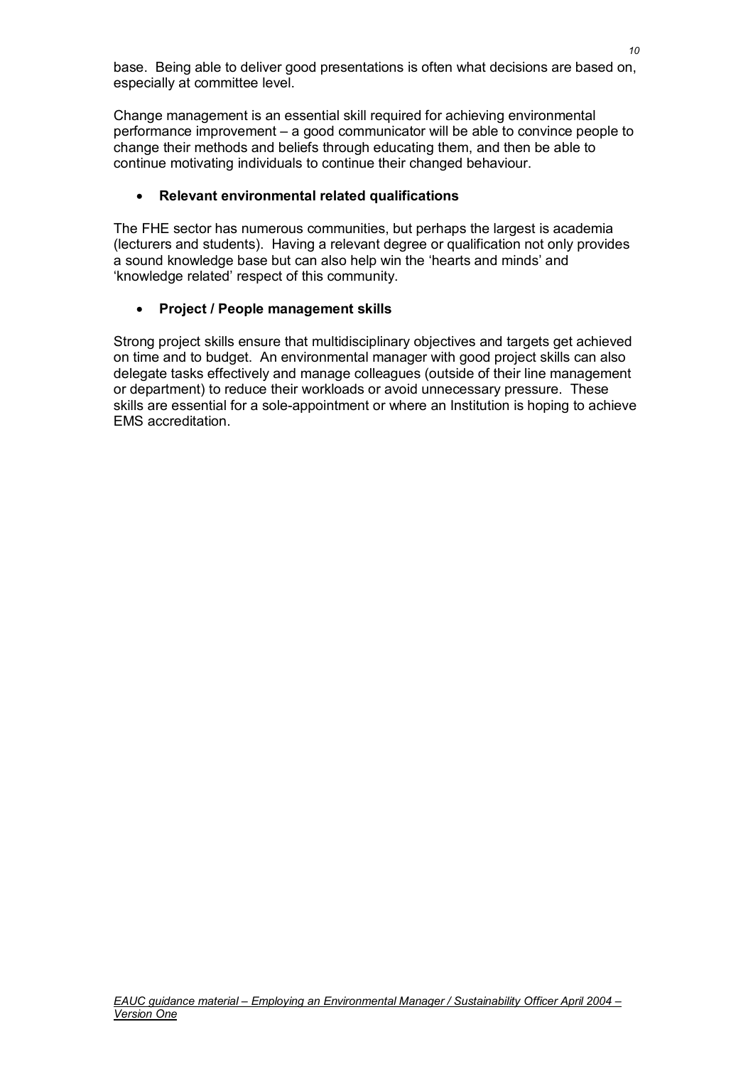base. Being able to deliver good presentations is often what decisions are based on, especially at committee level.

Change management is an essential skill required for achieving environmental performance improvement – a good communicator will be able to convince people to change their methods and beliefs through educating them, and then be able to continue motivating individuals to continue their changed behaviour.

- **Relevant environmental related qualifications**

The FHE sector has numerous communities, but perhaps the largest is academia (lecturers and students). Having a relevant degree or qualification not only provides a sound knowledge base but can also help win the 'hearts and minds' and 'knowledge related' respect of this community.

- **Project / People management skills**

Strong project skills ensure that multidisciplinary objectives and targets get achieved on time and to budget. An environmental manager with good project skills can also delegate tasks effectively and manage colleagues (outside of their line management or department) to reduce their workloads or avoid unnecessary pressure. These skills are essential for a sole-appointment or where an Institution is hoping to achieve EMS accreditation.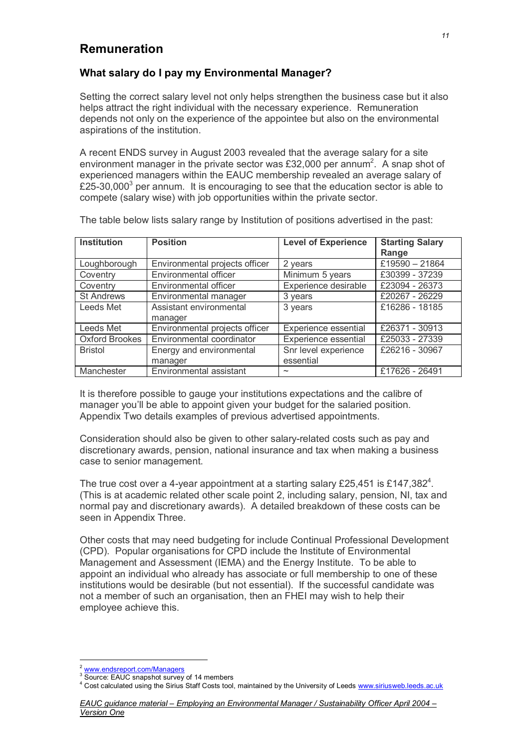## Remuneration

### What salary do I pay my Environmental Manager?

Setting the correct salary level not only helps strengthen the business case but it also helps attract the right individual with the necessary experience. Remuneration depends not only on the experience of the appointee but also on the environmental aspirations of the institution.

A recent ENDS survey in August 2003 revealed that the average salary for a site environment manager in the private sector was £32,000 per annum[2]. A snap shot of experienced managers within the EAUC membership revealed an average salary of £25-30,000[3] per annum. It is encouraging to see that the education sector is able to compete (salary wise) with job opportunities within the private sector.

The table below lists salary range by Institution of positions advertised in the past:

| Institution | Position | Level of Experience | Starting Salary Range |
|---|---|---|---|
| Loughborough | Environmental projects officer | 2 years | £19590 – 21864 |
| Coventry | Environmental officer | Minimum 5 years | £30399 - 37239 |
| Coventry | Environmental officer | Experience desirable | £23094 - 26373 |
| St Andrews | Environmental manager | 3 years | £20267 - 26229 |
| Leeds Met | Assistant environmental manager | 3 years | £16286 - 18185 |
| Leeds Met | Environmental projects officer | Experience essential | £26371 - 30913 |
| Oxford Brookes | Environmental coordinator | Experience essential | £25033 - 27339 |
| Bristol | Energy and environmental manager | Snr level experience essential | £26216 - 30967 |
| Manchester | Environmental assistant | ~ | £17626 - 26491 |

It is therefore possible to gauge your institutions expectations and the calibre of manager you'll be able to appoint given your budget for the salaried position. Appendix Two details examples of previous advertised appointments.

Consideration should also be given to other salary-related costs such as pay and discretionary awards, pension, national insurance and tax when making a business case to senior management.

The true cost over a 4-year appointment at a starting salary £25,451 is £147,382[4]. (This is at academic related other scale point 2, including salary, pension, NI, tax and normal pay and discretionary awards). A detailed breakdown of these costs can be seen in Appendix Three.

Other costs that may need budgeting for include Continual Professional Development (CPD). Popular organisations for CPD include the Institute of Environmental Management and Assessment (IEMA) and the Energy Institute. To be able to appoint an individual who already has associate or full membership to one of these institutions would be desirable (but not essential). If the successful candidate was not a member of such an organisation, then an FHEI may wish to help their employee achieve this.

---

[2] www.endsreport.com/Managers
[3] Source: EAUC snapshot survey of 14 members
[4] Cost calculated using the Sirius Staff Costs tool, maintained by the University of Leeds www.siriusweb.leeds.ac.uk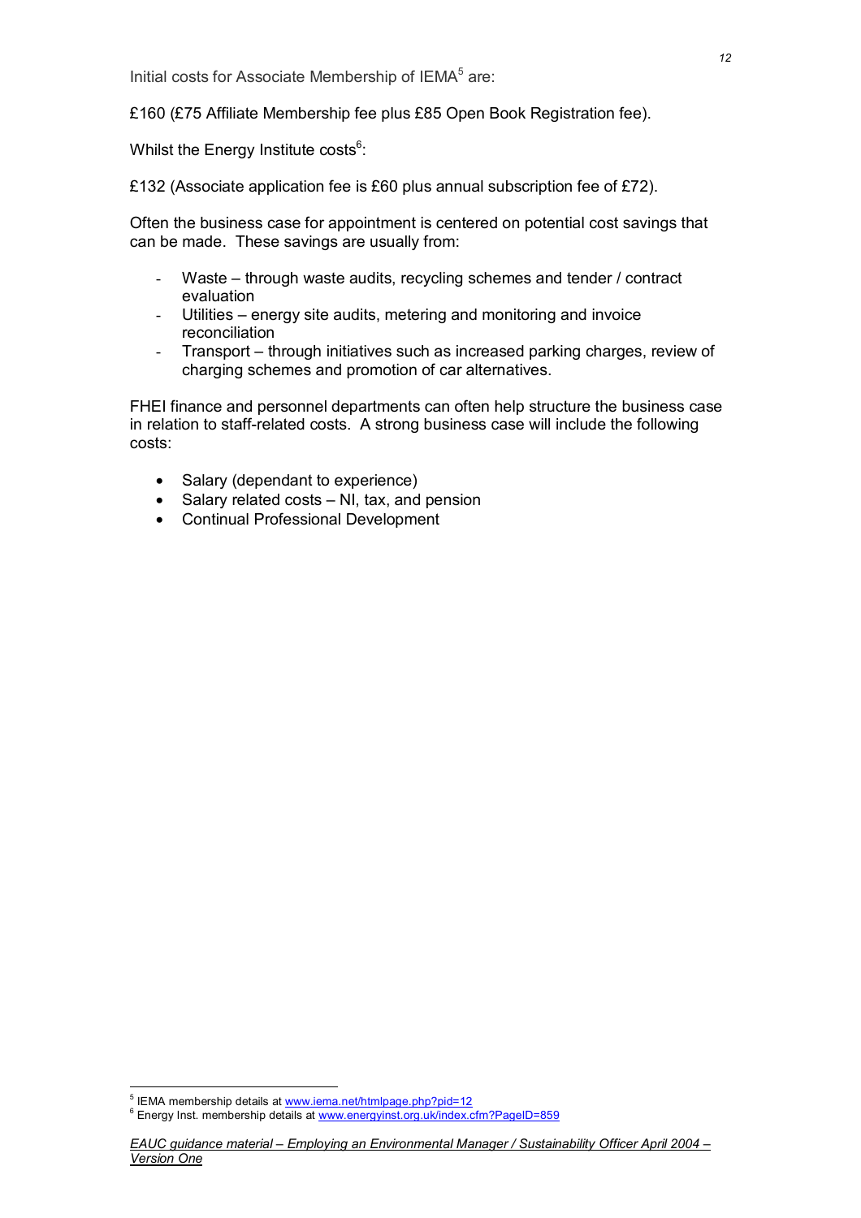Initial costs for Associate Membership of IEMA[5] are:

£160 (£75 Affiliate Membership fee plus £85 Open Book Registration fee).

Whilst the Energy Institute costs[6]:

£132 (Associate application fee is £60 plus annual subscription fee of £72).

Often the business case for appointment is centered on potential cost savings that can be made. These savings are usually from:

- Waste – through waste audits, recycling schemes and tender / contract evaluation
- Utilities – energy site audits, metering and monitoring and invoice reconciliation
- Transport – through initiatives such as increased parking charges, review of charging schemes and promotion of car alternatives.

FHEI finance and personnel departments can often help structure the business case in relation to staff-related costs. A strong business case will include the following costs:

- Salary (dependant to experience)
- Salary related costs – NI, tax, and pension
- Continual Professional Development

[5] IEMA membership details at www.iema.net/htmlpage.php?pid=12
[6] Energy Inst. membership details at www.energyinst.org.uk/index.cfm?PageID=859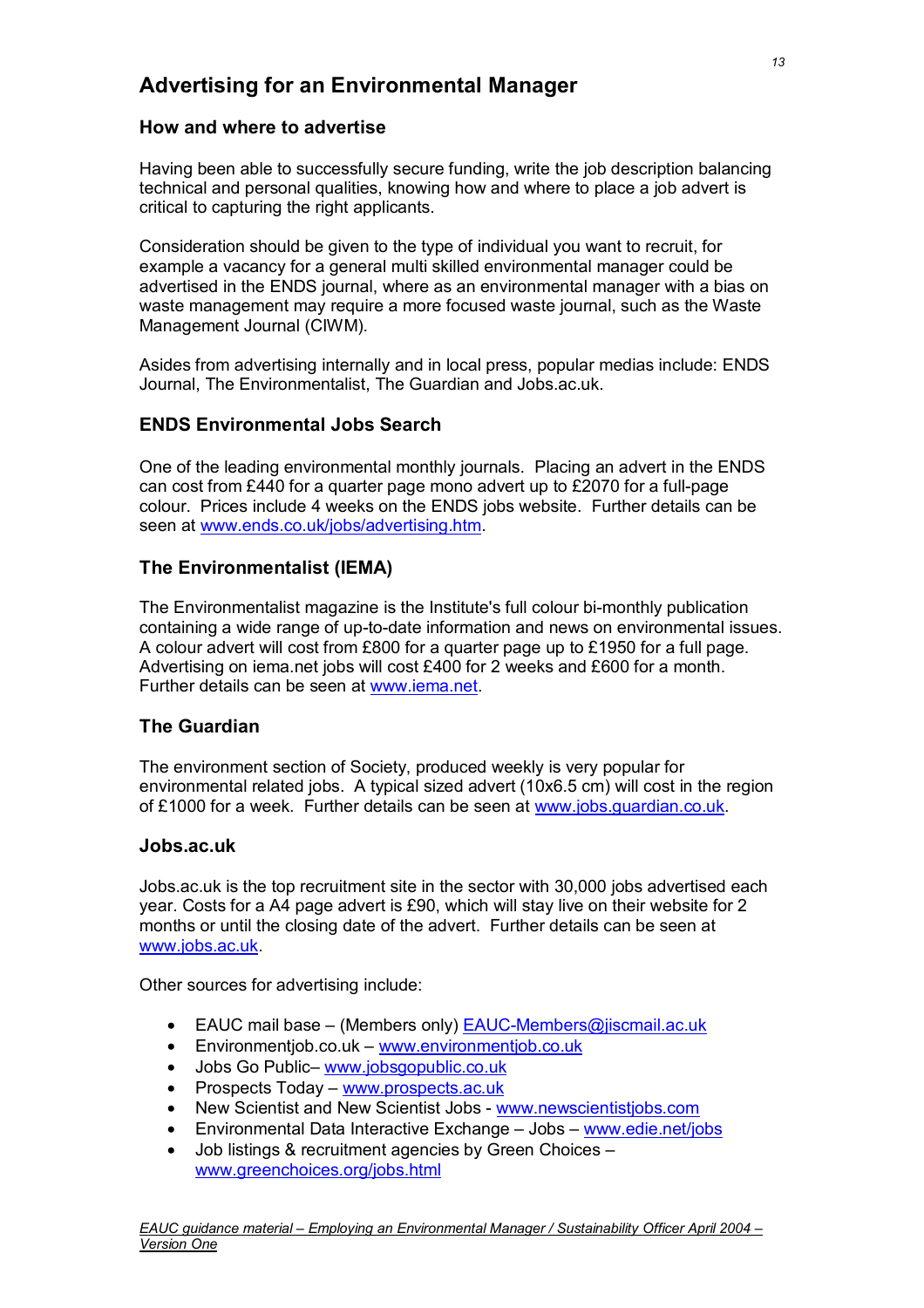# Advertising for an Environmental Manager

### How and where to advertise

Having been able to successfully secure funding, write the job description balancing technical and personal qualities, knowing how and where to place a job advert is critical to capturing the right applicants.

Consideration should be given to the type of individual you want to recruit, for example a vacancy for a general multi skilled environmental manager could be advertised in the ENDS journal, where as an environmental manager with a bias on waste management may require a more focused waste journal, such as the Waste Management Journal (CIWM).

Asides from advertising internally and in local press, popular medias include: ENDS Journal, The Environmentalist, The Guardian and Jobs.ac.uk.

### ENDS Environmental Jobs Search

One of the leading environmental monthly journals. Placing an advert in the ENDS can cost from £440 for a quarter page mono advert up to £2070 for a full-page colour. Prices include 4 weeks on the ENDS jobs website. Further details can be seen at www.ends.co.uk/jobs/advertising.htm.

### The Environmentalist (IEMA)

The Environmentalist magazine is the Institute's full colour bi-monthly publication containing a wide range of up-to-date information and news on environmental issues. A colour advert will cost from £800 for a quarter page up to £1950 for a full page. Advertising on iema.net jobs will cost £400 for 2 weeks and £600 for a month. Further details can be seen at www.iema.net.

### The Guardian

The environment section of Society, produced weekly is very popular for environmental related jobs. A typical sized advert (10x6.5 cm) will cost in the region of £1000 for a week. Further details can be seen at www.jobs.guardian.co.uk.

### Jobs.ac.uk

Jobs.ac.uk is the top recruitment site in the sector with 30,000 jobs advertised each year. Costs for a A4 page advert is £90, which will stay live on their website for 2 months or until the closing date of the advert. Further details can be seen at www.jobs.ac.uk.

Other sources for advertising include:

- EAUC mail base – (Members only) EAUC-Members@jiscmail.ac.uk
- Environmentjob.co.uk – www.environmentjob.co.uk
- Jobs Go Public– www.jobsgopublic.co.uk
- Prospects Today – www.prospects.ac.uk
- New Scientist and New Scientist Jobs - www.newscientistjobs.com
- Environmental Data Interactive Exchange – Jobs – www.edie.net/jobs
- Job listings & recruitment agencies by Green Choices – www.greenchoices.org/jobs.html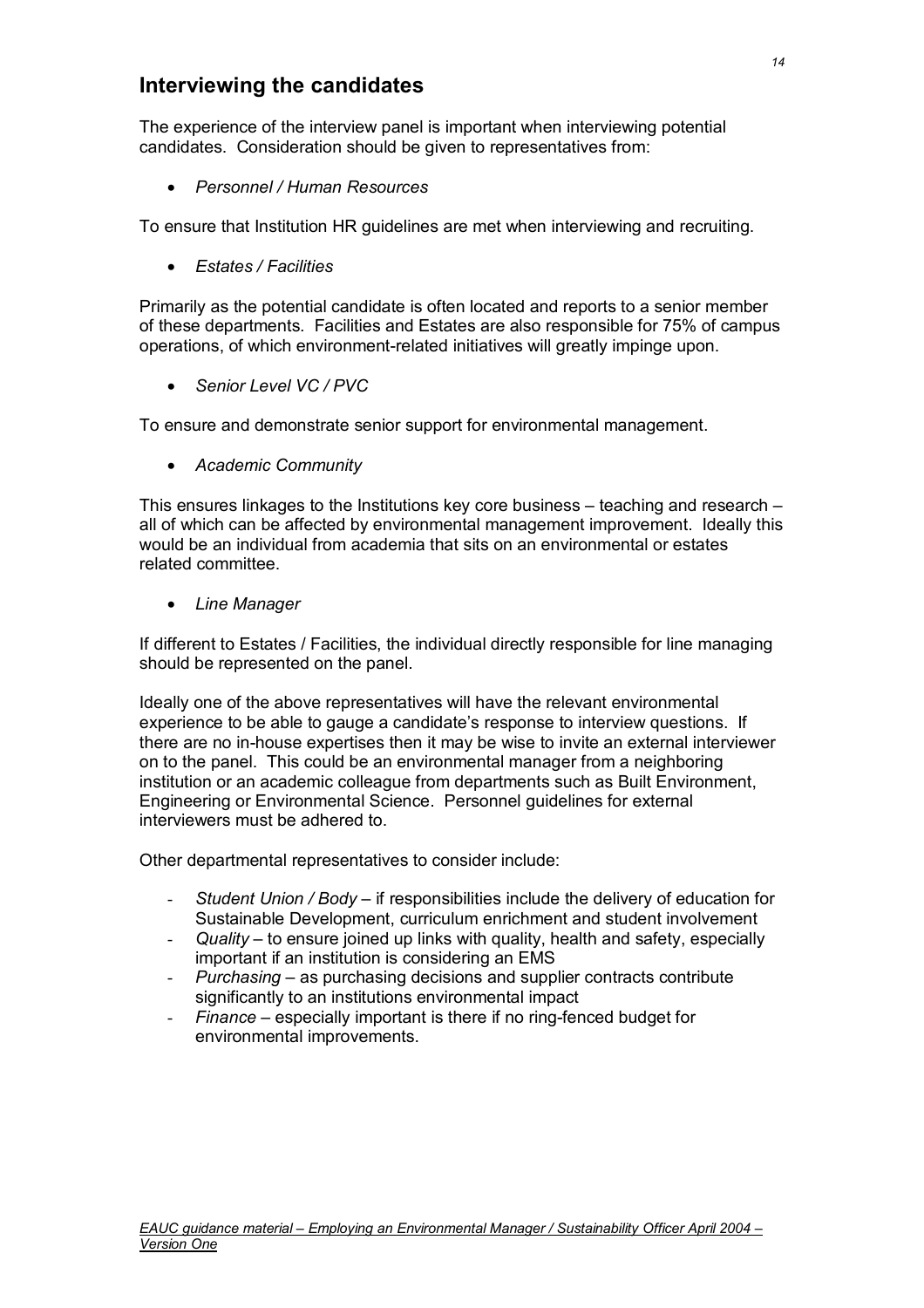## Interviewing the candidates

The experience of the interview panel is important when interviewing potential candidates. Consideration should be given to representatives from:

- *Personnel / Human Resources*

To ensure that Institution HR guidelines are met when interviewing and recruiting.

- *Estates / Facilities*

Primarily as the potential candidate is often located and reports to a senior member of these departments. Facilities and Estates are also responsible for 75% of campus operations, of which environment-related initiatives will greatly impinge upon.

- *Senior Level VC / PVC*

To ensure and demonstrate senior support for environmental management.

- *Academic Community*

This ensures linkages to the Institutions key core business – teaching and research – all of which can be affected by environmental management improvement. Ideally this would be an individual from academia that sits on an environmental or estates related committee.

- *Line Manager*

If different to Estates / Facilities, the individual directly responsible for line managing should be represented on the panel.

Ideally one of the above representatives will have the relevant environmental experience to be able to gauge a candidate's response to interview questions. If there are no in-house expertises then it may be wise to invite an external interviewer on to the panel. This could be an environmental manager from a neighboring institution or an academic colleague from departments such as Built Environment, Engineering or Environmental Science. Personnel guidelines for external interviewers must be adhered to.

Other departmental representatives to consider include:

- *Student Union / Body* – if responsibilities include the delivery of education for Sustainable Development, curriculum enrichment and student involvement
- *Quality* – to ensure joined up links with quality, health and safety, especially important if an institution is considering an EMS
- *Purchasing* – as purchasing decisions and supplier contracts contribute significantly to an institutions environmental impact
- *Finance* – especially important is there if no ring-fenced budget for environmental improvements.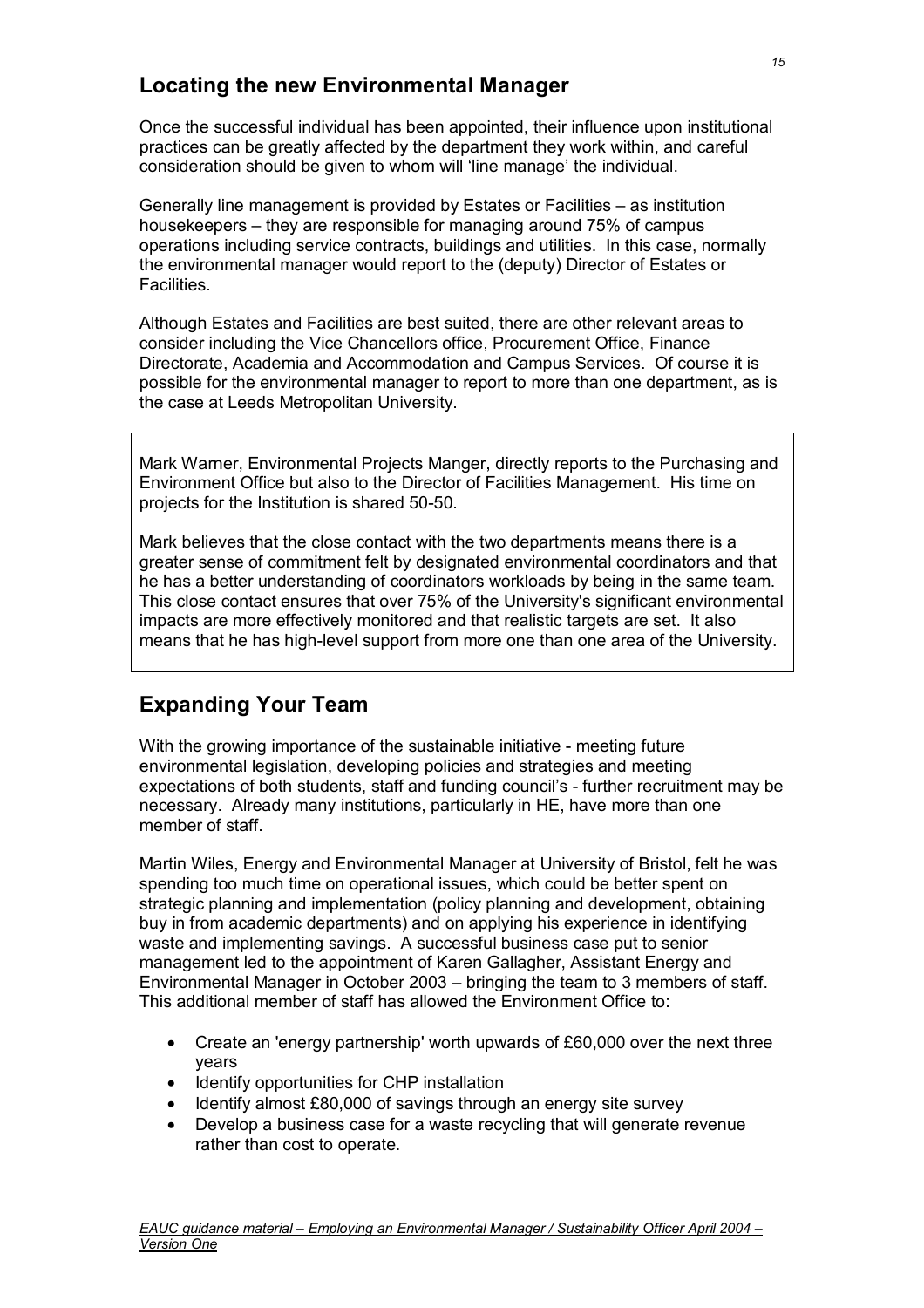## Locating the new Environmental Manager

Once the successful individual has been appointed, their influence upon institutional practices can be greatly affected by the department they work within, and careful consideration should be given to whom will 'line manage' the individual.

Generally line management is provided by Estates or Facilities – as institution housekeepers – they are responsible for managing around 75% of campus operations including service contracts, buildings and utilities. In this case, normally the environmental manager would report to the (deputy) Director of Estates or Facilities.

Although Estates and Facilities are best suited, there are other relevant areas to consider including the Vice Chancellors office, Procurement Office, Finance Directorate, Academia and Accommodation and Campus Services. Of course it is possible for the environmental manager to report to more than one department, as is the case at Leeds Metropolitan University.

> Mark Warner, Environmental Projects Manger, directly reports to the Purchasing and Environment Office but also to the Director of Facilities Management. His time on projects for the Institution is shared 50-50.
>
> Mark believes that the close contact with the two departments means there is a greater sense of commitment felt by designated environmental coordinators and that he has a better understanding of coordinators workloads by being in the same team. This close contact ensures that over 75% of the University's significant environmental impacts are more effectively monitored and that realistic targets are set. It also means that he has high-level support from more one than one area of the University.

## Expanding Your Team

With the growing importance of the sustainable initiative - meeting future environmental legislation, developing policies and strategies and meeting expectations of both students, staff and funding council's - further recruitment may be necessary. Already many institutions, particularly in HE, have more than one member of staff.

Martin Wiles, Energy and Environmental Manager at University of Bristol, felt he was spending too much time on operational issues, which could be better spent on strategic planning and implementation (policy planning and development, obtaining buy in from academic departments) and on applying his experience in identifying waste and implementing savings. A successful business case put to senior management led to the appointment of Karen Gallagher, Assistant Energy and Environmental Manager in October 2003 – bringing the team to 3 members of staff. This additional member of staff has allowed the Environment Office to:

- Create an 'energy partnership' worth upwards of £60,000 over the next three years
- Identify opportunities for CHP installation
- Identify almost £80,000 of savings through an energy site survey
- Develop a business case for a waste recycling that will generate revenue rather than cost to operate.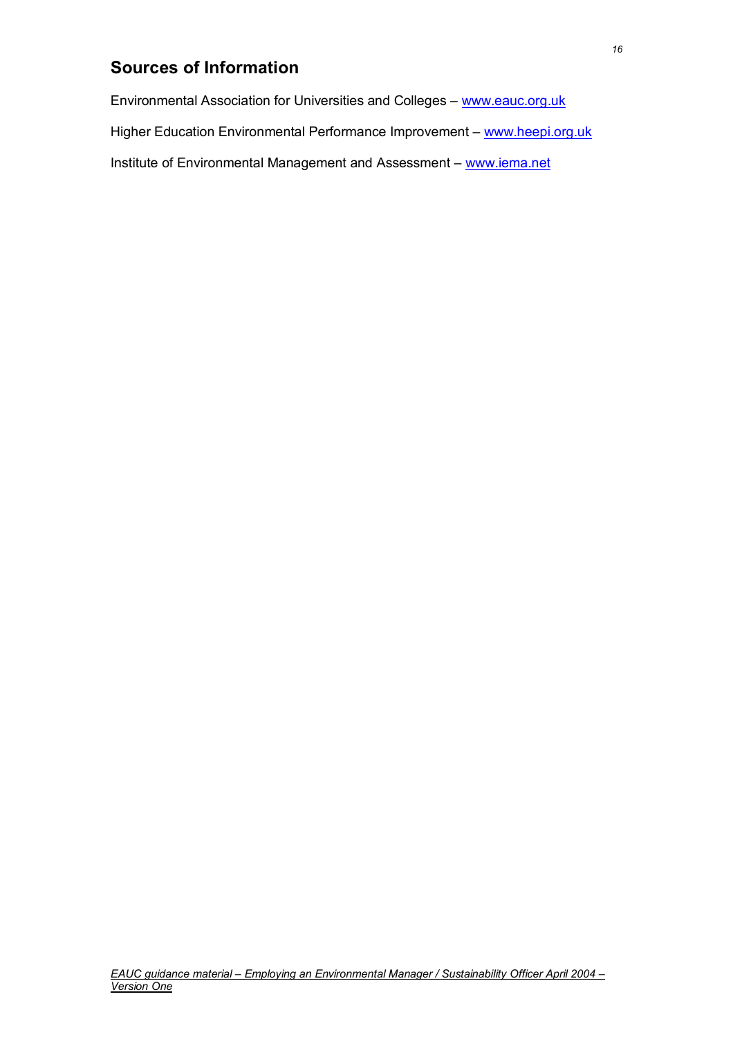## Sources of Information

Environmental Association for Universities and Colleges – [www.eauc.org.uk](http://www.eauc.org.uk)

Higher Education Environmental Performance Improvement – [www.heepi.org.uk](http://www.heepi.org.uk)

Institute of Environmental Management and Assessment – [www.iema.net](http://www.iema.net)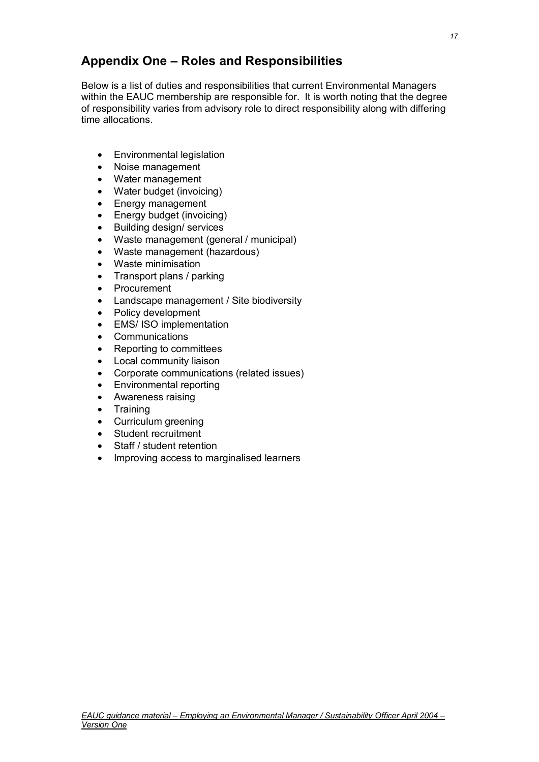## Appendix One – Roles and Responsibilities

Below is a list of duties and responsibilities that current Environmental Managers within the EAUC membership are responsible for. It is worth noting that the degree of responsibility varies from advisory role to direct responsibility along with differing time allocations.

- Environmental legislation
- Noise management
- Water management
- Water budget (invoicing)
- Energy management
- Energy budget (invoicing)
- Building design/ services
- Waste management (general / municipal)
- Waste management (hazardous)
- Waste minimisation
- Transport plans / parking
- Procurement
- Landscape management / Site biodiversity
- Policy development
- EMS/ ISO implementation
- Communications
- Reporting to committees
- Local community liaison
- Corporate communications (related issues)
- Environmental reporting
- Awareness raising
- Training
- Curriculum greening
- Student recruitment
- Staff / student retention
- Improving access to marginalised learners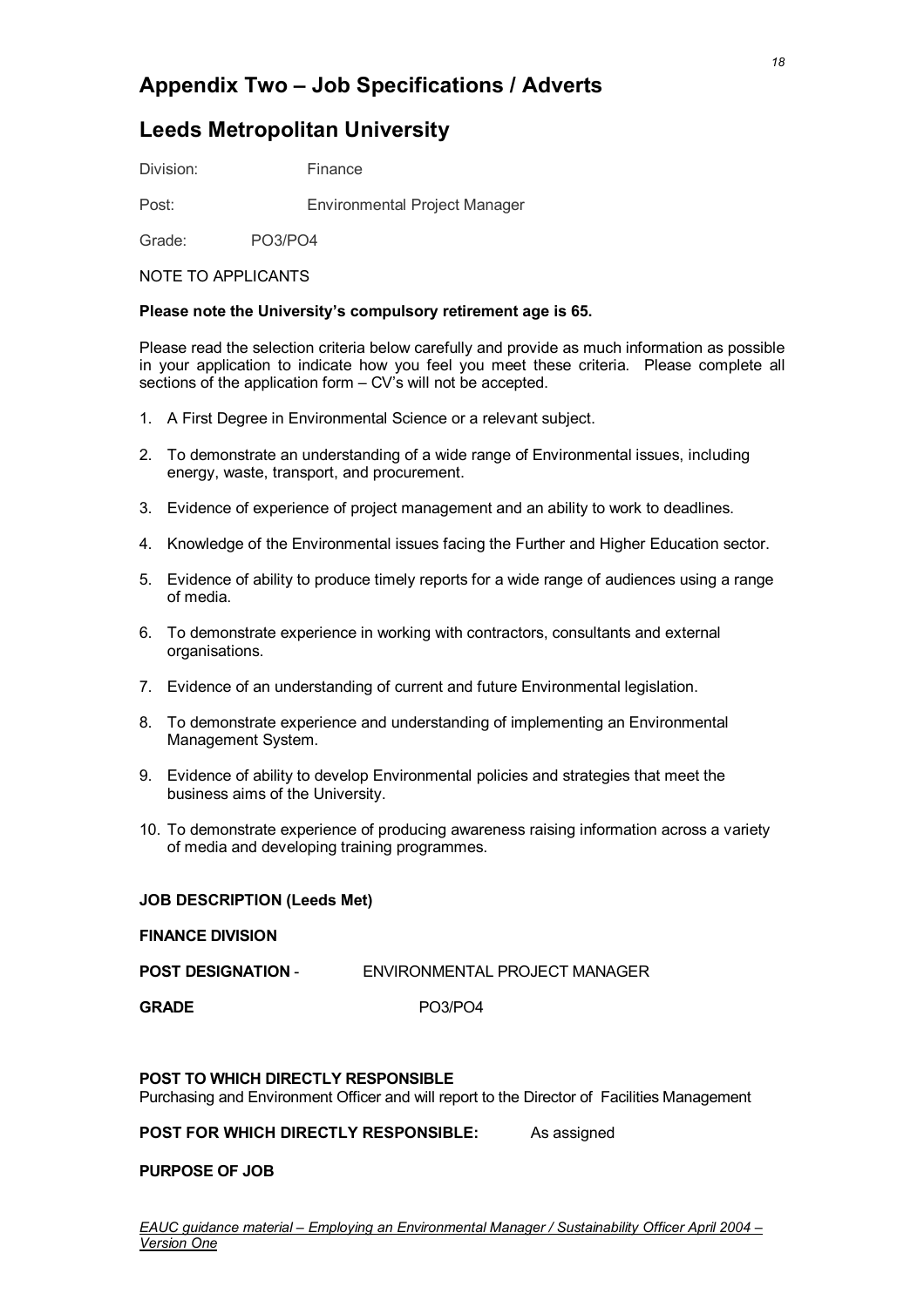# Appendix Two – Job Specifications / Adverts

## Leeds Metropolitan University

Division: Finance

Post: Environmental Project Manager

Grade: PO3/PO4

NOTE TO APPLICANTS

**Please note the University's compulsory retirement age is 65.**

Please read the selection criteria below carefully and provide as much information as possible in your application to indicate how you feel you meet these criteria. Please complete all sections of the application form – CV's will not be accepted.

1. A First Degree in Environmental Science or a relevant subject.
2. To demonstrate an understanding of a wide range of Environmental issues, including energy, waste, transport, and procurement.
3. Evidence of experience of project management and an ability to work to deadlines.
4. Knowledge of the Environmental issues facing the Further and Higher Education sector.
5. Evidence of ability to produce timely reports for a wide range of audiences using a range of media.
6. To demonstrate experience in working with contractors, consultants and external organisations.
7. Evidence of an understanding of current and future Environmental legislation.
8. To demonstrate experience and understanding of implementing an Environmental Management System.
9. Evidence of ability to develop Environmental policies and strategies that meet the business aims of the University.
10. To demonstrate experience of producing awareness raising information across a variety of media and developing training programmes.

**JOB DESCRIPTION (Leeds Met)**

**FINANCE DIVISION**

**POST DESIGNATION** - ENVIRONMENTAL PROJECT MANAGER

**GRADE** PO3/PO4

**POST TO WHICH DIRECTLY RESPONSIBLE**
Purchasing and Environment Officer and will report to the Director of Facilities Management

**POST FOR WHICH DIRECTLY RESPONSIBLE:** As assigned

**PURPOSE OF JOB**

*EAUC guidance material – Employing an Environmental Manager / Sustainability Officer April 2004 – Version One*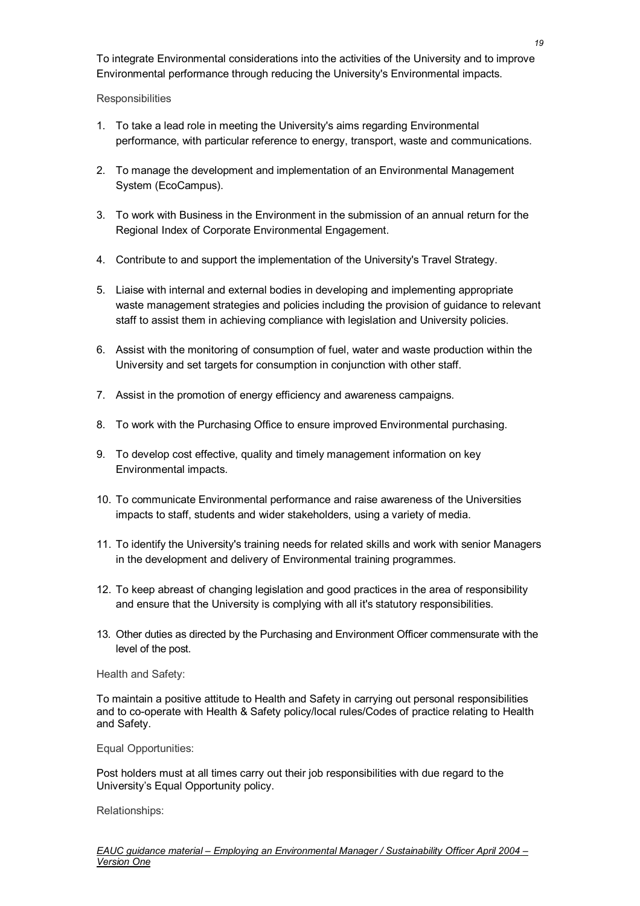To integrate Environmental considerations into the activities of the University and to improve Environmental performance through reducing the University's Environmental impacts.

Responsibilities

1. To take a lead role in meeting the University's aims regarding Environmental performance, with particular reference to energy, transport, waste and communications.

2. To manage the development and implementation of an Environmental Management System (EcoCampus).

3. To work with Business in the Environment in the submission of an annual return for the Regional Index of Corporate Environmental Engagement.

4. Contribute to and support the implementation of the University's Travel Strategy.

5. Liaise with internal and external bodies in developing and implementing appropriate waste management strategies and policies including the provision of guidance to relevant staff to assist them in achieving compliance with legislation and University policies.

6. Assist with the monitoring of consumption of fuel, water and waste production within the University and set targets for consumption in conjunction with other staff.

7. Assist in the promotion of energy efficiency and awareness campaigns.

8. To work with the Purchasing Office to ensure improved Environmental purchasing.

9. To develop cost effective, quality and timely management information on key Environmental impacts.

10. To communicate Environmental performance and raise awareness of the Universities impacts to staff, students and wider stakeholders, using a variety of media.

11. To identify the University's training needs for related skills and work with senior Managers in the development and delivery of Environmental training programmes.

12. To keep abreast of changing legislation and good practices in the area of responsibility and ensure that the University is complying with all it's statutory responsibilities.

13. Other duties as directed by the Purchasing and Environment Officer commensurate with the level of the post.

Health and Safety:

To maintain a positive attitude to Health and Safety in carrying out personal responsibilities and to co-operate with Health & Safety policy/local rules/Codes of practice relating to Health and Safety.

Equal Opportunities:

Post holders must at all times carry out their job responsibilities with due regard to the University's Equal Opportunity policy.

Relationships: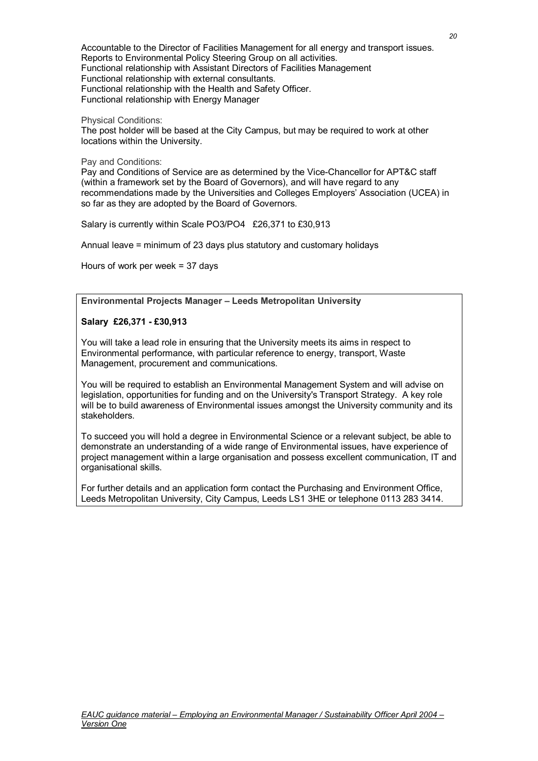Accountable to the Director of Facilities Management for all energy and transport issues.
Reports to Environmental Policy Steering Group on all activities.
Functional relationship with Assistant Directors of Facilities Management
Functional relationship with external consultants.
Functional relationship with the Health and Safety Officer.
Functional relationship with Energy Manager

Physical Conditions:
The post holder will be based at the City Campus, but may be required to work at other locations within the University.

Pay and Conditions:
Pay and Conditions of Service are as determined by the Vice-Chancellor for APT&C staff (within a framework set by the Board of Governors), and will have regard to any recommendations made by the Universities and Colleges Employers' Association (UCEA) in so far as they are adopted by the Board of Governors.

Salary is currently within Scale PO3/PO4 £26,371 to £30,913

Annual leave = minimum of 23 days plus statutory and customary holidays

Hours of work per week = 37 days

---

**Environmental Projects Manager – Leeds Metropolitan University**

**Salary £26,371 - £30,913**

You will take a lead role in ensuring that the University meets its aims in respect to Environmental performance, with particular reference to energy, transport, Waste Management, procurement and communications.

You will be required to establish an Environmental Management System and will advise on legislation, opportunities for funding and on the University's Transport Strategy. A key role will be to build awareness of Environmental issues amongst the University community and its stakeholders.

To succeed you will hold a degree in Environmental Science or a relevant subject, be able to demonstrate an understanding of a wide range of Environmental issues, have experience of project management within a large organisation and possess excellent communication, IT and organisational skills.

For further details and an application form contact the Purchasing and Environment Office, Leeds Metropolitan University, City Campus, Leeds LS1 3HE or telephone 0113 283 3414.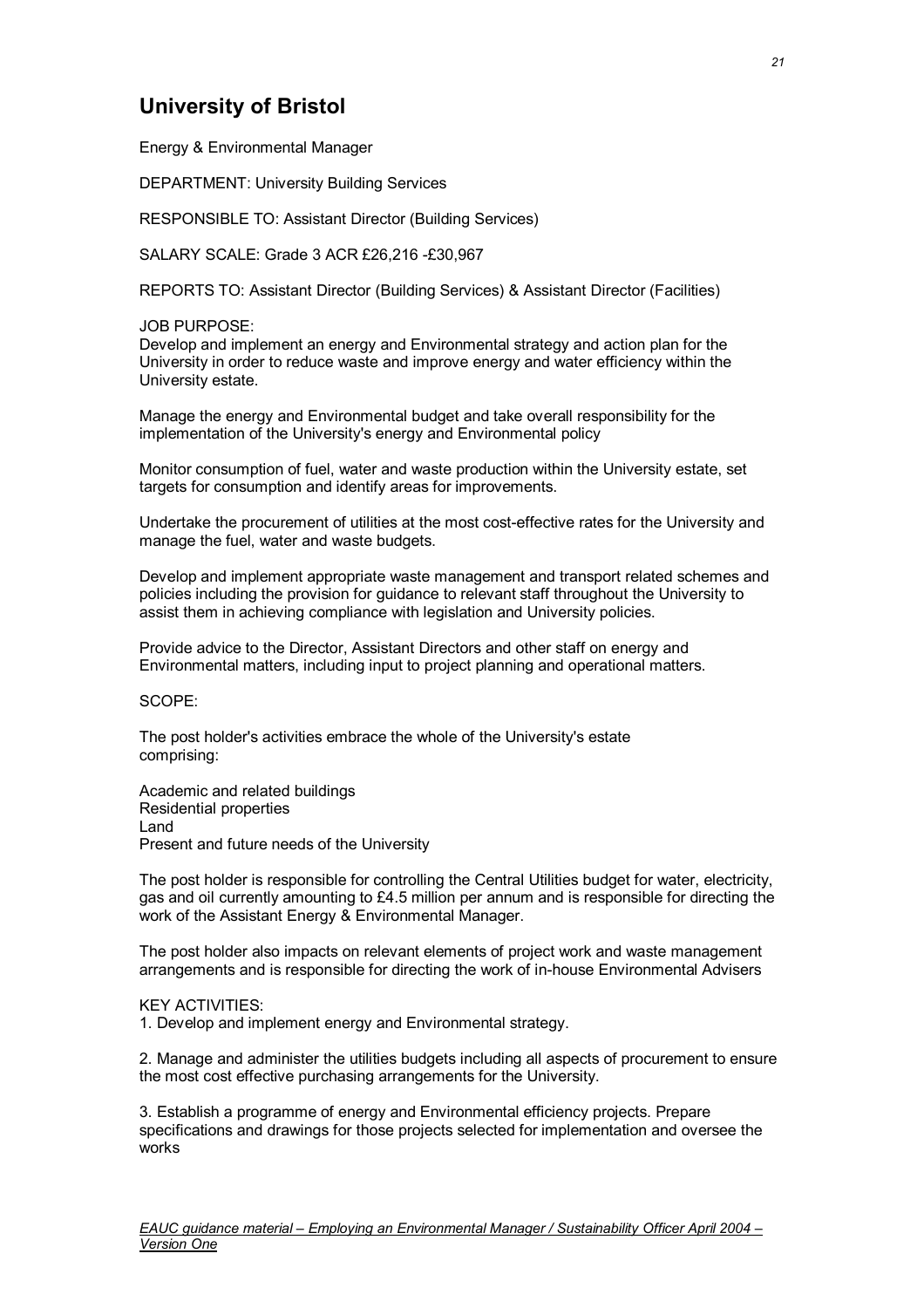## University of Bristol

Energy & Environmental Manager

DEPARTMENT: University Building Services

RESPONSIBLE TO: Assistant Director (Building Services)

SALARY SCALE: Grade 3 ACR £26,216 -£30,967

REPORTS TO: Assistant Director (Building Services) & Assistant Director (Facilities)

JOB PURPOSE:
Develop and implement an energy and Environmental strategy and action plan for the University in order to reduce waste and improve energy and water efficiency within the University estate.

Manage the energy and Environmental budget and take overall responsibility for the implementation of the University's energy and Environmental policy

Monitor consumption of fuel, water and waste production within the University estate, set targets for consumption and identify areas for improvements.

Undertake the procurement of utilities at the most cost-effective rates for the University and manage the fuel, water and waste budgets.

Develop and implement appropriate waste management and transport related schemes and policies including the provision for guidance to relevant staff throughout the University to assist them in achieving compliance with legislation and University policies.

Provide advice to the Director, Assistant Directors and other staff on energy and Environmental matters, including input to project planning and operational matters.

SCOPE:

The post holder's activities embrace the whole of the University's estate comprising:

Academic and related buildings
Residential properties
Land
Present and future needs of the University

The post holder is responsible for controlling the Central Utilities budget for water, electricity, gas and oil currently amounting to £4.5 million per annum and is responsible for directing the work of the Assistant Energy & Environmental Manager.

The post holder also impacts on relevant elements of project work and waste management arrangements and is responsible for directing the work of in-house Environmental Advisers

KEY ACTIVITIES:
1. Develop and implement energy and Environmental strategy.

2. Manage and administer the utilities budgets including all aspects of procurement to ensure the most cost effective purchasing arrangements for the University.

3. Establish a programme of energy and Environmental efficiency projects. Prepare specifications and drawings for those projects selected for implementation and oversee the works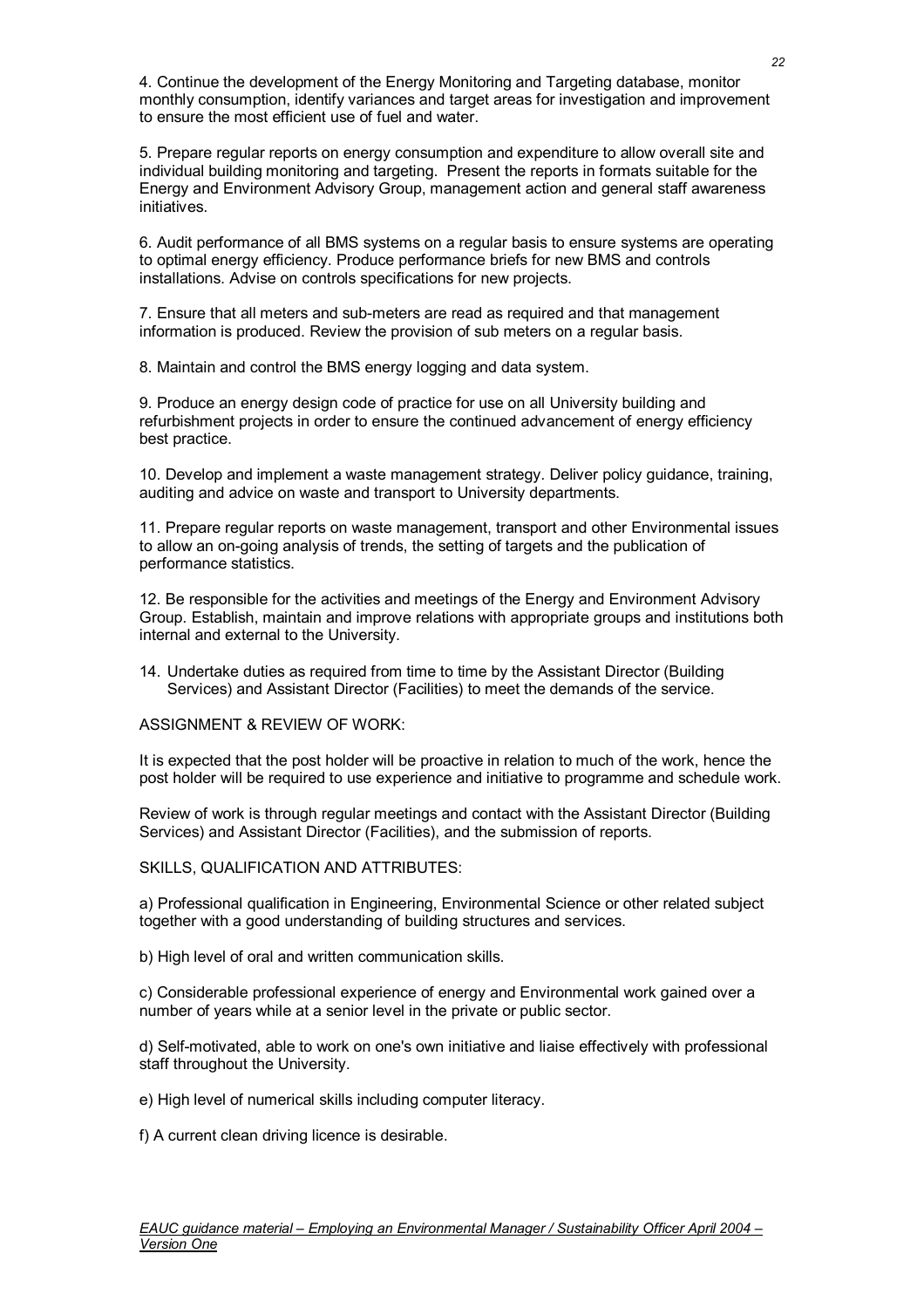4. Continue the development of the Energy Monitoring and Targeting database, monitor monthly consumption, identify variances and target areas for investigation and improvement to ensure the most efficient use of fuel and water.

5. Prepare regular reports on energy consumption and expenditure to allow overall site and individual building monitoring and targeting. Present the reports in formats suitable for the Energy and Environment Advisory Group, management action and general staff awareness initiatives.

6. Audit performance of all BMS systems on a regular basis to ensure systems are operating to optimal energy efficiency. Produce performance briefs for new BMS and controls installations. Advise on controls specifications for new projects.

7. Ensure that all meters and sub-meters are read as required and that management information is produced. Review the provision of sub meters on a regular basis.

8. Maintain and control the BMS energy logging and data system.

9. Produce an energy design code of practice for use on all University building and refurbishment projects in order to ensure the continued advancement of energy efficiency best practice.

10. Develop and implement a waste management strategy. Deliver policy guidance, training, auditing and advice on waste and transport to University departments.

11. Prepare regular reports on waste management, transport and other Environmental issues to allow an on-going analysis of trends, the setting of targets and the publication of performance statistics.

12. Be responsible for the activities and meetings of the Energy and Environment Advisory Group. Establish, maintain and improve relations with appropriate groups and institutions both internal and external to the University.

14. Undertake duties as required from time to time by the Assistant Director (Building Services) and Assistant Director (Facilities) to meet the demands of the service.

ASSIGNMENT & REVIEW OF WORK:

It is expected that the post holder will be proactive in relation to much of the work, hence the post holder will be required to use experience and initiative to programme and schedule work.

Review of work is through regular meetings and contact with the Assistant Director (Building Services) and Assistant Director (Facilities), and the submission of reports.

SKILLS, QUALIFICATION AND ATTRIBUTES:

a) Professional qualification in Engineering, Environmental Science or other related subject together with a good understanding of building structures and services.

b) High level of oral and written communication skills.

c) Considerable professional experience of energy and Environmental work gained over a number of years while at a senior level in the private or public sector.

d) Self-motivated, able to work on one's own initiative and liaise effectively with professional staff throughout the University.

e) High level of numerical skills including computer literacy.

f) A current clean driving licence is desirable.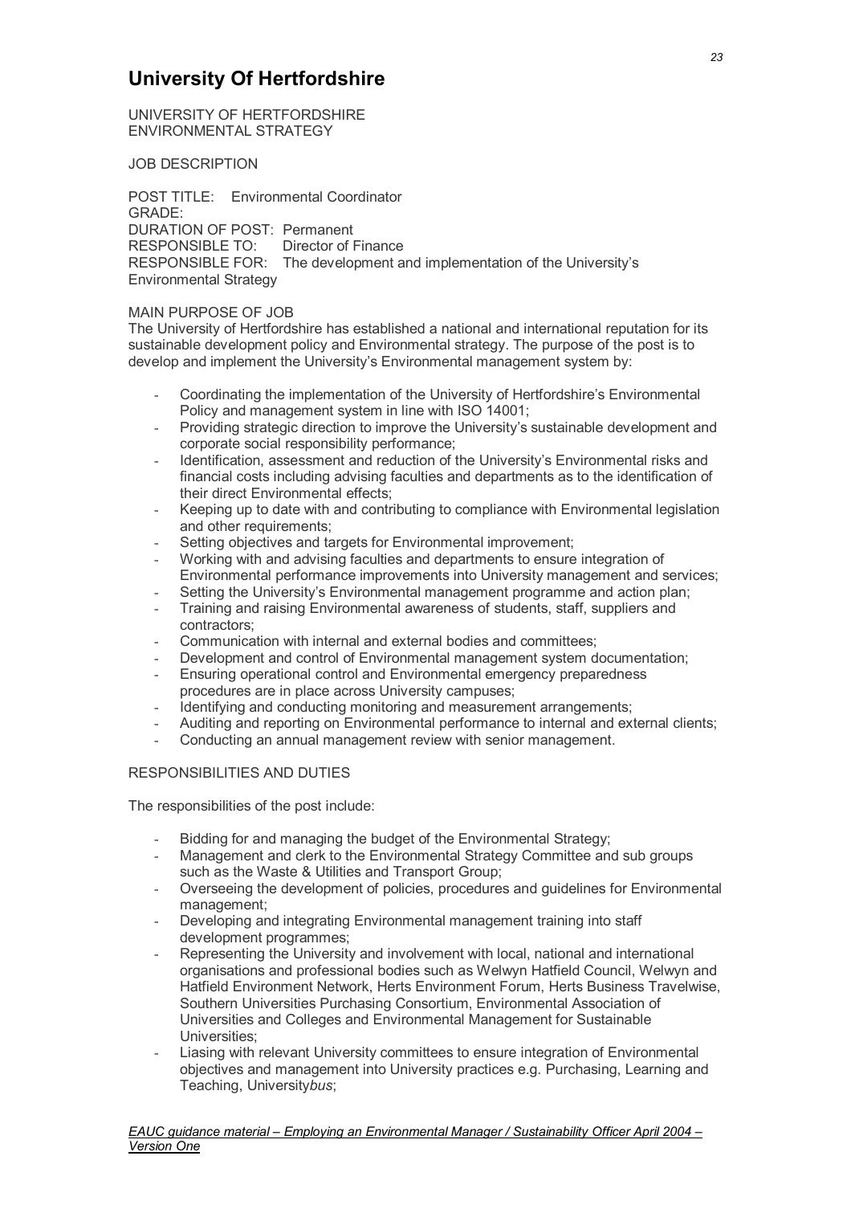# University Of Hertfordshire

UNIVERSITY OF HERTFORDSHIRE
ENVIRONMENTAL STRATEGY

JOB DESCRIPTION

POST TITLE: Environmental Coordinator
GRADE:
DURATION OF POST: Permanent
RESPONSIBLE TO: Director of Finance
RESPONSIBLE FOR: The development and implementation of the University's Environmental Strategy

MAIN PURPOSE OF JOB

The University of Hertfordshire has established a national and international reputation for its sustainable development policy and Environmental strategy. The purpose of the post is to develop and implement the University's Environmental management system by:

- Coordinating the implementation of the University of Hertfordshire's Environmental Policy and management system in line with ISO 14001;
- Providing strategic direction to improve the University's sustainable development and corporate social responsibility performance;
- Identification, assessment and reduction of the University's Environmental risks and financial costs including advising faculties and departments as to the identification of their direct Environmental effects;
- Keeping up to date with and contributing to compliance with Environmental legislation and other requirements;
- Setting objectives and targets for Environmental improvement;
- Working with and advising faculties and departments to ensure integration of Environmental performance improvements into University management and services;
- Setting the University's Environmental management programme and action plan;
- Training and raising Environmental awareness of students, staff, suppliers and contractors;
- Communication with internal and external bodies and committees;
- Development and control of Environmental management system documentation;
- Ensuring operational control and Environmental emergency preparedness procedures are in place across University campuses;
- Identifying and conducting monitoring and measurement arrangements;
- Auditing and reporting on Environmental performance to internal and external clients;
- Conducting an annual management review with senior management.

RESPONSIBILITIES AND DUTIES

The responsibilities of the post include:

- Bidding for and managing the budget of the Environmental Strategy;
- Management and clerk to the Environmental Strategy Committee and sub groups such as the Waste & Utilities and Transport Group;
- Overseeing the development of policies, procedures and guidelines for Environmental management;
- Developing and integrating Environmental management training into staff development programmes;
- Representing the University and involvement with local, national and international organisations and professional bodies such as Welwyn Hatfield Council, Welwyn and Hatfield Environment Network, Herts Environment Forum, Herts Business Travelwise, Southern Universities Purchasing Consortium, Environmental Association of Universities and Colleges and Environmental Management for Sustainable Universities;
- Liasing with relevant University committees to ensure integration of Environmental objectives and management into University practices e.g. Purchasing, Learning and Teaching, University*bus*;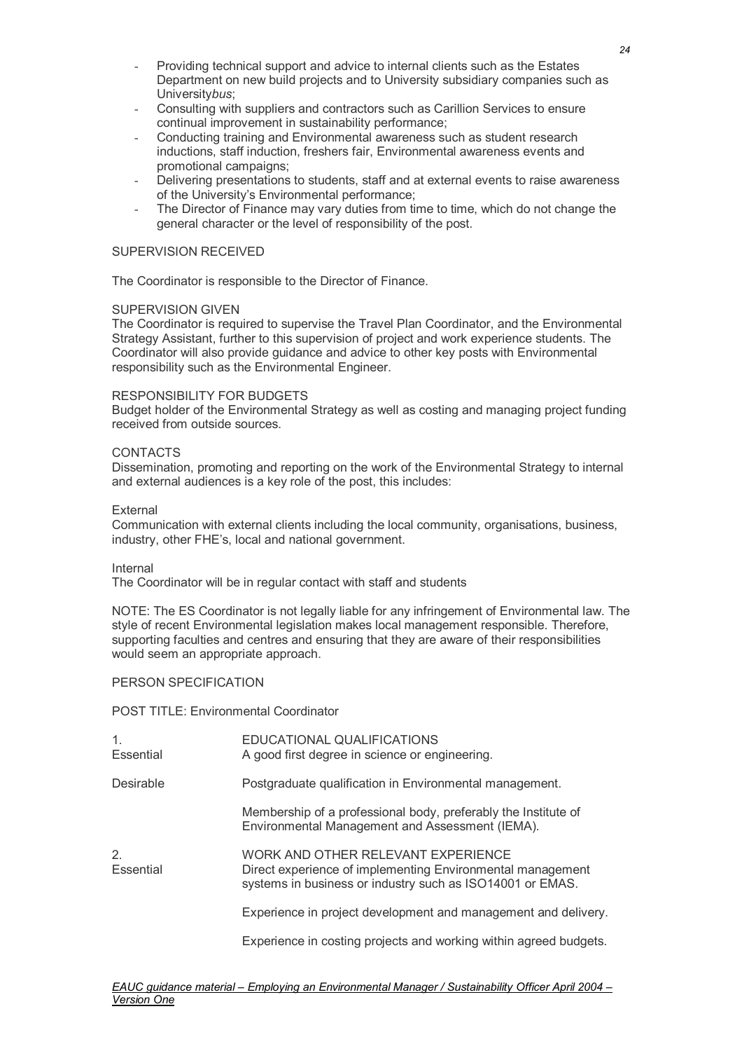- Providing technical support and advice to internal clients such as the Estates Department on new build projects and to University subsidiary companies such as University*bus*;
- Consulting with suppliers and contractors such as Carillion Services to ensure continual improvement in sustainability performance;
- Conducting training and Environmental awareness such as student research inductions, staff induction, freshers fair, Environmental awareness events and promotional campaigns;
- Delivering presentations to students, staff and at external events to raise awareness of the University's Environmental performance;
- The Director of Finance may vary duties from time to time, which do not change the general character or the level of responsibility of the post.

SUPERVISION RECEIVED

The Coordinator is responsible to the Director of Finance.

SUPERVISION GIVEN

The Coordinator is required to supervise the Travel Plan Coordinator, and the Environmental Strategy Assistant, further to this supervision of project and work experience students. The Coordinator will also provide guidance and advice to other key posts with Environmental responsibility such as the Environmental Engineer.

RESPONSIBILITY FOR BUDGETS

Budget holder of the Environmental Strategy as well as costing and managing project funding received from outside sources.

CONTACTS

Dissemination, promoting and reporting on the work of the Environmental Strategy to internal and external audiences is a key role of the post, this includes:

External

Communication with external clients including the local community, organisations, business, industry, other FHE's, local and national government.

Internal

The Coordinator will be in regular contact with staff and students

NOTE: The ES Coordinator is not legally liable for any infringement of Environmental law. The style of recent Environmental legislation makes local management responsible. Therefore, supporting faculties and centres and ensuring that they are aware of their responsibilities would seem an appropriate approach.

PERSON SPECIFICATION

POST TITLE: Environmental Coordinator

| | |
|---|---|
| 1. | EDUCATIONAL QUALIFICATIONS |
| Essential | A good first degree in science or engineering. |
| Desirable | Postgraduate qualification in Environmental management. |
| | Membership of a professional body, preferably the Institute of Environmental Management and Assessment (IEMA). |
| 2. | WORK AND OTHER RELEVANT EXPERIENCE |
| Essential | Direct experience of implementing Environmental management systems in business or industry such as ISO14001 or EMAS. |
| | Experience in project development and management and delivery. |
| | Experience in costing projects and working within agreed budgets. |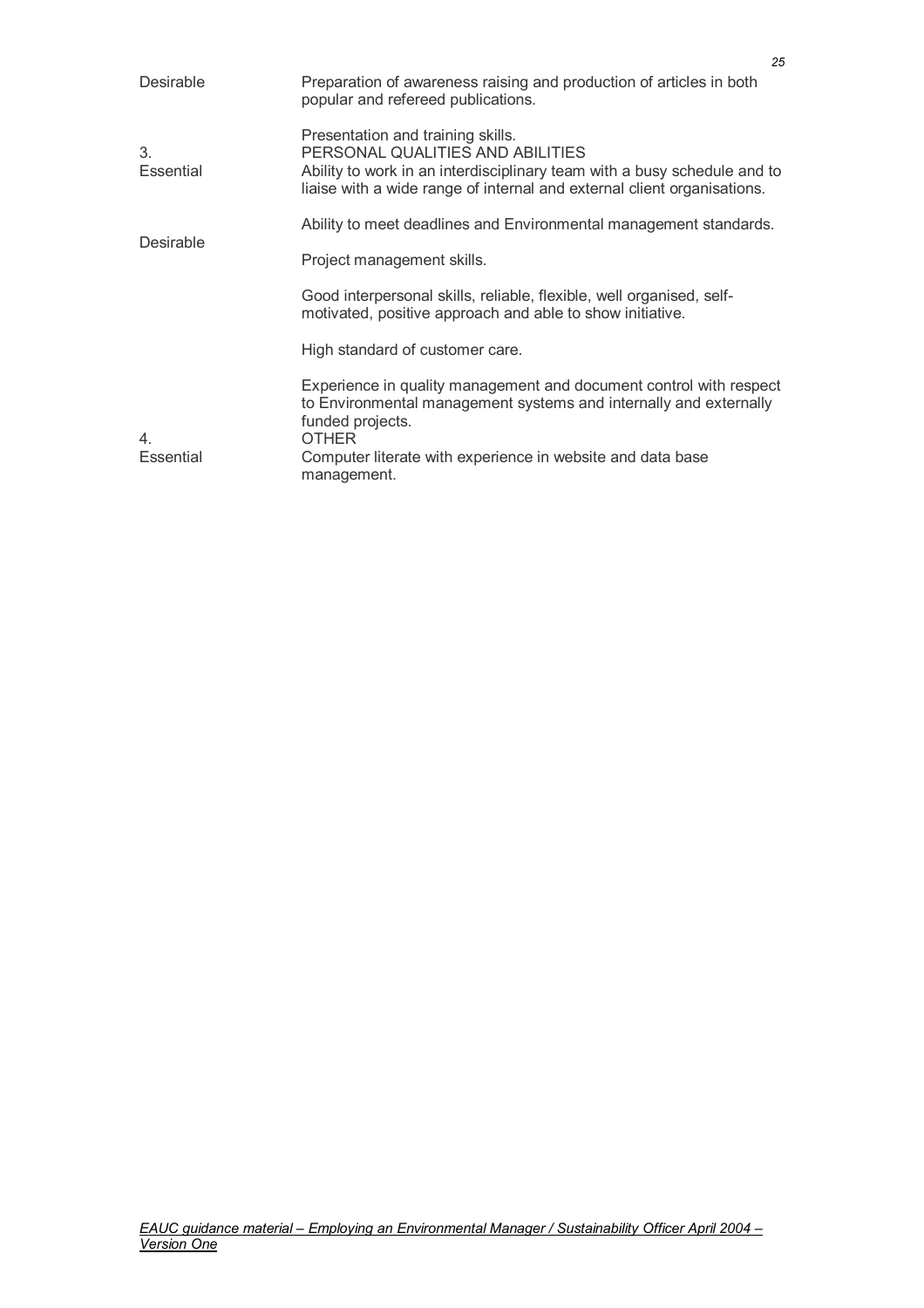| | |
|---|---|
| Desirable | Preparation of awareness raising and production of articles in both popular and refereed publications. |
| | Presentation and training skills. |
| 3. | PERSONAL QUALITIES AND ABILITIES |
| Essential | Ability to work in an interdisciplinary team with a busy schedule and to liaise with a wide range of internal and external client organisations. |
| | Ability to meet deadlines and Environmental management standards. |
| Desirable | Project management skills. |
| | Good interpersonal skills, reliable, flexible, well organised, self-motivated, positive approach and able to show initiative. |
| | High standard of customer care. |
| | Experience in quality management and document control with respect to Environmental management systems and internally and externally funded projects. |
| 4. | OTHER |
| Essential | Computer literate with experience in website and data base management. |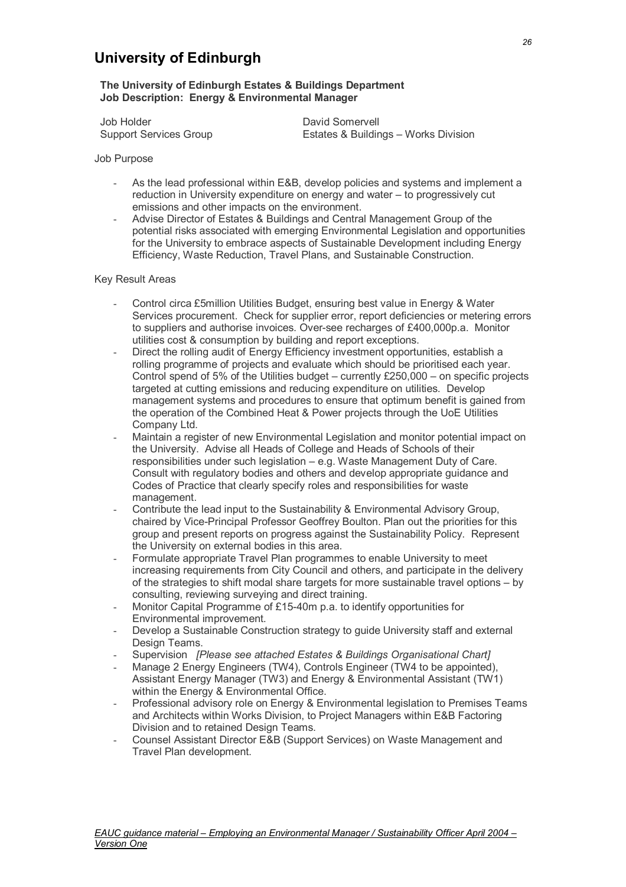# University of Edinburgh

**The University of Edinburgh Estates & Buildings Department**
**Job Description: Energy & Environmental Manager**

| | |
|---|---|
| Job Holder | David Somervell |
| Support Services Group | Estates & Buildings – Works Division |

Job Purpose

- As the lead professional within E&B, develop policies and systems and implement a reduction in University expenditure on energy and water – to progressively cut emissions and other impacts on the environment.
- Advise Director of Estates & Buildings and Central Management Group of the potential risks associated with emerging Environmental Legislation and opportunities for the University to embrace aspects of Sustainable Development including Energy Efficiency, Waste Reduction, Travel Plans, and Sustainable Construction.

Key Result Areas

- Control circa £5million Utilities Budget, ensuring best value in Energy & Water Services procurement. Check for supplier error, report deficiencies or metering errors to suppliers and authorise invoices. Over-see recharges of £400,000p.a. Monitor utilities cost & consumption by building and report exceptions.
- Direct the rolling audit of Energy Efficiency investment opportunities, establish a rolling programme of projects and evaluate which should be prioritised each year. Control spend of 5% of the Utilities budget – currently £250,000 – on specific projects targeted at cutting emissions and reducing expenditure on utilities. Develop management systems and procedures to ensure that optimum benefit is gained from the operation of the Combined Heat & Power projects through the UoE Utilities Company Ltd.
- Maintain a register of new Environmental Legislation and monitor potential impact on the University. Advise all Heads of College and Heads of Schools of their responsibilities under such legislation – e.g. Waste Management Duty of Care. Consult with regulatory bodies and others and develop appropriate guidance and Codes of Practice that clearly specify roles and responsibilities for waste management.
- Contribute the lead input to the Sustainability & Environmental Advisory Group, chaired by Vice-Principal Professor Geoffrey Boulton. Plan out the priorities for this group and present reports on progress against the Sustainability Policy. Represent the University on external bodies in this area.
- Formulate appropriate Travel Plan programmes to enable University to meet increasing requirements from City Council and others, and participate in the delivery of the strategies to shift modal share targets for more sustainable travel options – by consulting, reviewing surveying and direct training.
- Monitor Capital Programme of £15-40m p.a. to identify opportunities for Environmental improvement.
- Develop a Sustainable Construction strategy to guide University staff and external Design Teams.
- Supervision *[Please see attached Estates & Buildings Organisational Chart]*
- Manage 2 Energy Engineers (TW4), Controls Engineer (TW4 to be appointed), Assistant Energy Manager (TW3) and Energy & Environmental Assistant (TW1) within the Energy & Environmental Office.
- Professional advisory role on Energy & Environmental legislation to Premises Teams and Architects within Works Division, to Project Managers within E&B Factoring Division and to retained Design Teams.
- Counsel Assistant Director E&B (Support Services) on Waste Management and Travel Plan development.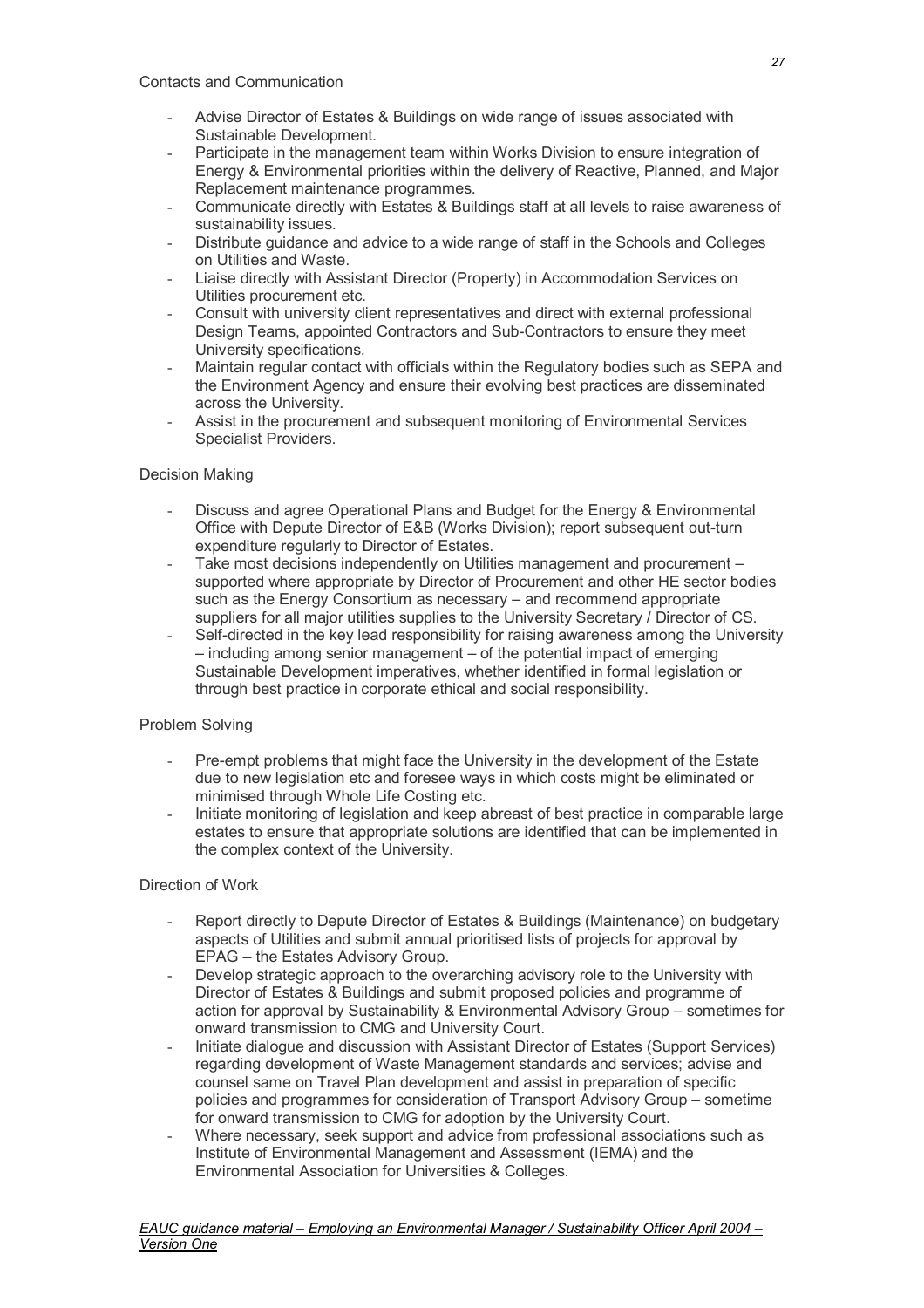Contacts and Communication

- Advise Director of Estates & Buildings on wide range of issues associated with Sustainable Development.
- Participate in the management team within Works Division to ensure integration of Energy & Environmental priorities within the delivery of Reactive, Planned, and Major Replacement maintenance programmes.
- Communicate directly with Estates & Buildings staff at all levels to raise awareness of sustainability issues.
- Distribute guidance and advice to a wide range of staff in the Schools and Colleges on Utilities and Waste.
- Liaise directly with Assistant Director (Property) in Accommodation Services on Utilities procurement etc.
- Consult with university client representatives and direct with external professional Design Teams, appointed Contractors and Sub-Contractors to ensure they meet University specifications.
- Maintain regular contact with officials within the Regulatory bodies such as SEPA and the Environment Agency and ensure their evolving best practices are disseminated across the University.
- Assist in the procurement and subsequent monitoring of Environmental Services Specialist Providers.

Decision Making

- Discuss and agree Operational Plans and Budget for the Energy & Environmental Office with Depute Director of E&B (Works Division); report subsequent out-turn expenditure regularly to Director of Estates.
- Take most decisions independently on Utilities management and procurement – supported where appropriate by Director of Procurement and other HE sector bodies such as the Energy Consortium as necessary – and recommend appropriate suppliers for all major utilities supplies to the University Secretary / Director of CS.
- Self-directed in the key lead responsibility for raising awareness among the University – including among senior management – of the potential impact of emerging Sustainable Development imperatives, whether identified in formal legislation or through best practice in corporate ethical and social responsibility.

Problem Solving

- Pre-empt problems that might face the University in the development of the Estate due to new legislation etc and foresee ways in which costs might be eliminated or minimised through Whole Life Costing etc.
- Initiate monitoring of legislation and keep abreast of best practice in comparable large estates to ensure that appropriate solutions are identified that can be implemented in the complex context of the University.

Direction of Work

- Report directly to Depute Director of Estates & Buildings (Maintenance) on budgetary aspects of Utilities and submit annual prioritised lists of projects for approval by EPAG – the Estates Advisory Group.
- Develop strategic approach to the overarching advisory role to the University with Director of Estates & Buildings and submit proposed policies and programme of action for approval by Sustainability & Environmental Advisory Group – sometimes for onward transmission to CMG and University Court.
- Initiate dialogue and discussion with Assistant Director of Estates (Support Services) regarding development of Waste Management standards and services; advise and counsel same on Travel Plan development and assist in preparation of specific policies and programmes for consideration of Transport Advisory Group – sometime for onward transmission to CMG for adoption by the University Court.
- Where necessary, seek support and advice from professional associations such as Institute of Environmental Management and Assessment (IEMA) and the Environmental Association for Universities & Colleges.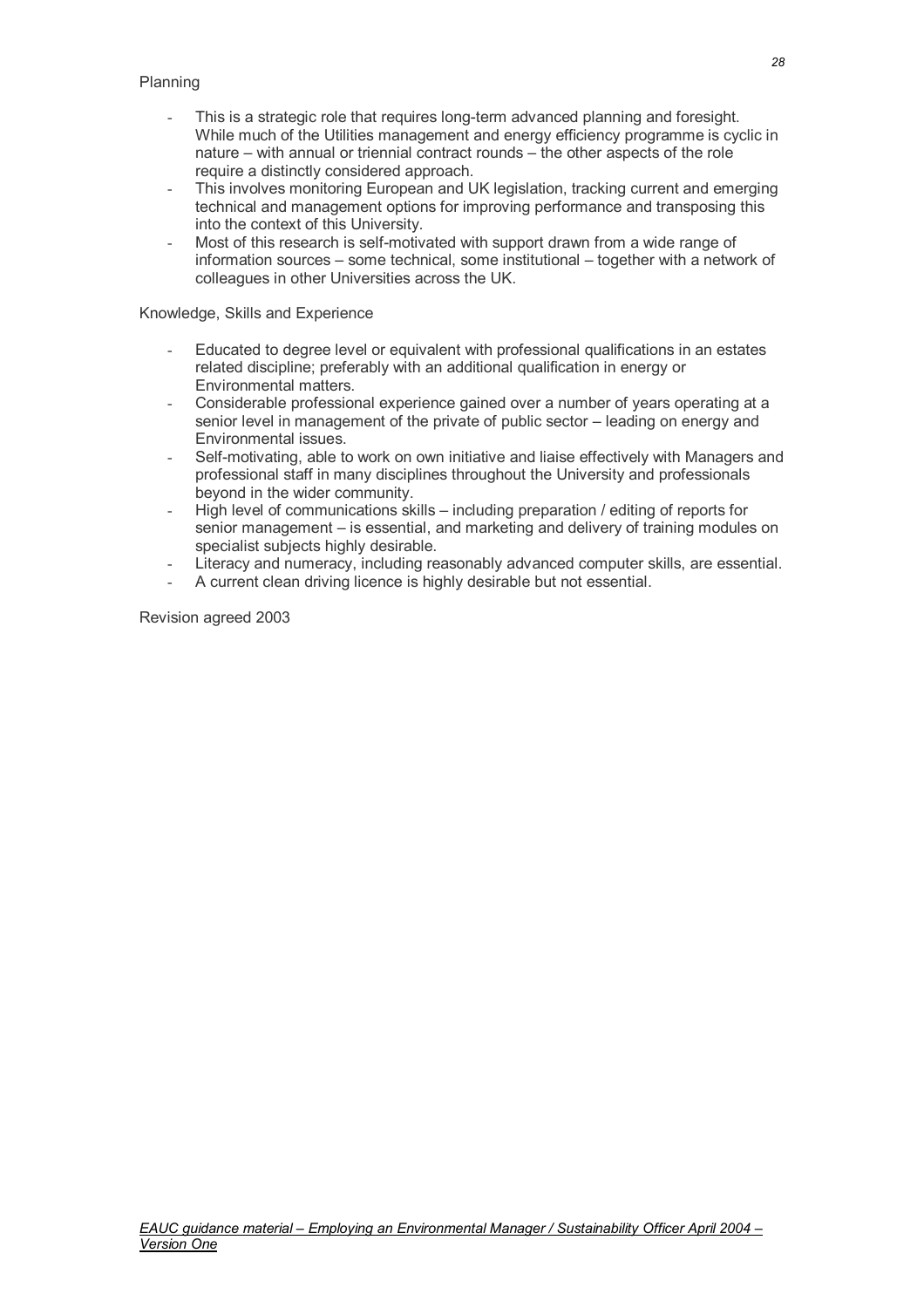Planning

- This is a strategic role that requires long-term advanced planning and foresight. While much of the Utilities management and energy efficiency programme is cyclic in nature – with annual or triennial contract rounds – the other aspects of the role require a distinctly considered approach.
- This involves monitoring European and UK legislation, tracking current and emerging technical and management options for improving performance and transposing this into the context of this University.
- Most of this research is self-motivated with support drawn from a wide range of information sources – some technical, some institutional – together with a network of colleagues in other Universities across the UK.

Knowledge, Skills and Experience

- Educated to degree level or equivalent with professional qualifications in an estates related discipline; preferably with an additional qualification in energy or Environmental matters.
- Considerable professional experience gained over a number of years operating at a senior level in management of the private of public sector – leading on energy and Environmental issues.
- Self-motivating, able to work on own initiative and liaise effectively with Managers and professional staff in many disciplines throughout the University and professionals beyond in the wider community.
- High level of communications skills – including preparation / editing of reports for senior management – is essential, and marketing and delivery of training modules on specialist subjects highly desirable.
- Literacy and numeracy, including reasonably advanced computer skills, are essential.
- A current clean driving licence is highly desirable but not essential.

Revision agreed 2003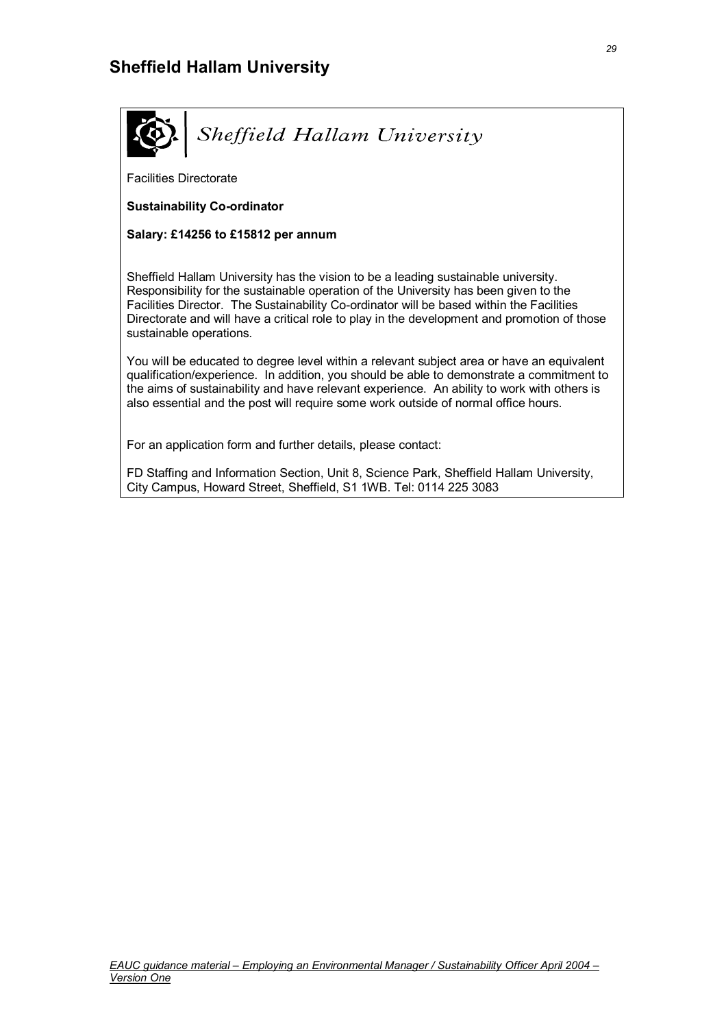## Sheffield Hallam University

Sheffield Hallam University

Facilities Directorate

**Sustainability Co-ordinator**

**Salary: £14256 to £15812 per annum**

Sheffield Hallam University has the vision to be a leading sustainable university. Responsibility for the sustainable operation of the University has been given to the Facilities Director. The Sustainability Co-ordinator will be based within the Facilities Directorate and will have a critical role to play in the development and promotion of those sustainable operations.

You will be educated to degree level within a relevant subject area or have an equivalent qualification/experience. In addition, you should be able to demonstrate a commitment to the aims of sustainability and have relevant experience. An ability to work with others is also essential and the post will require some work outside of normal office hours.

For an application form and further details, please contact:

FD Staffing and Information Section, Unit 8, Science Park, Sheffield Hallam University, City Campus, Howard Street, Sheffield, S1 1WB. Tel: 0114 225 3083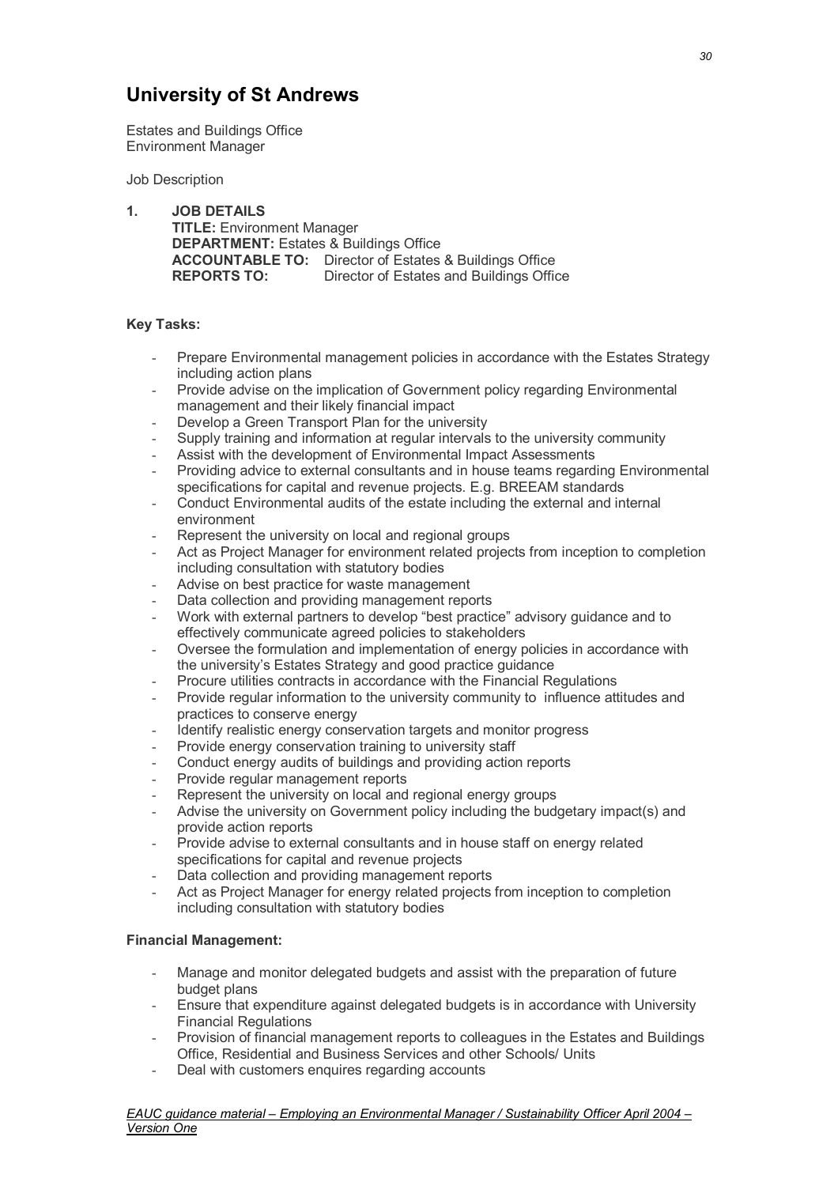# University of St Andrews

Estates and Buildings Office
Environment Manager

Job Description

1. **JOB DETAILS**
   **TITLE:** Environment Manager
   **DEPARTMENT:** Estates & Buildings Office
   **ACCOUNTABLE TO:** Director of Estates & Buildings Office
   **REPORTS TO:** Director of Estates and Buildings Office

**Key Tasks:**

- Prepare Environmental management policies in accordance with the Estates Strategy including action plans
- Provide advise on the implication of Government policy regarding Environmental management and their likely financial impact
- Develop a Green Transport Plan for the university
- Supply training and information at regular intervals to the university community
- Assist with the development of Environmental Impact Assessments
- Providing advice to external consultants and in house teams regarding Environmental specifications for capital and revenue projects. E.g. BREEAM standards
- Conduct Environmental audits of the estate including the external and internal environment
- Represent the university on local and regional groups
- Act as Project Manager for environment related projects from inception to completion including consultation with statutory bodies
- Advise on best practice for waste management
- Data collection and providing management reports
- Work with external partners to develop "best practice" advisory guidance and to effectively communicate agreed policies to stakeholders
- Oversee the formulation and implementation of energy policies in accordance with the university's Estates Strategy and good practice guidance
- Procure utilities contracts in accordance with the Financial Regulations
- Provide regular information to the university community to influence attitudes and practices to conserve energy
- Identify realistic energy conservation targets and monitor progress
- Provide energy conservation training to university staff
- Conduct energy audits of buildings and providing action reports
- Provide regular management reports
- Represent the university on local and regional energy groups
- Advise the university on Government policy including the budgetary impact(s) and provide action reports
- Provide advise to external consultants and in house staff on energy related specifications for capital and revenue projects
- Data collection and providing management reports
- Act as Project Manager for energy related projects from inception to completion including consultation with statutory bodies

**Financial Management:**

- Manage and monitor delegated budgets and assist with the preparation of future budget plans
- Ensure that expenditure against delegated budgets is in accordance with University Financial Regulations
- Provision of financial management reports to colleagues in the Estates and Buildings Office, Residential and Business Services and other Schools/ Units
- Deal with customers enquires regarding accounts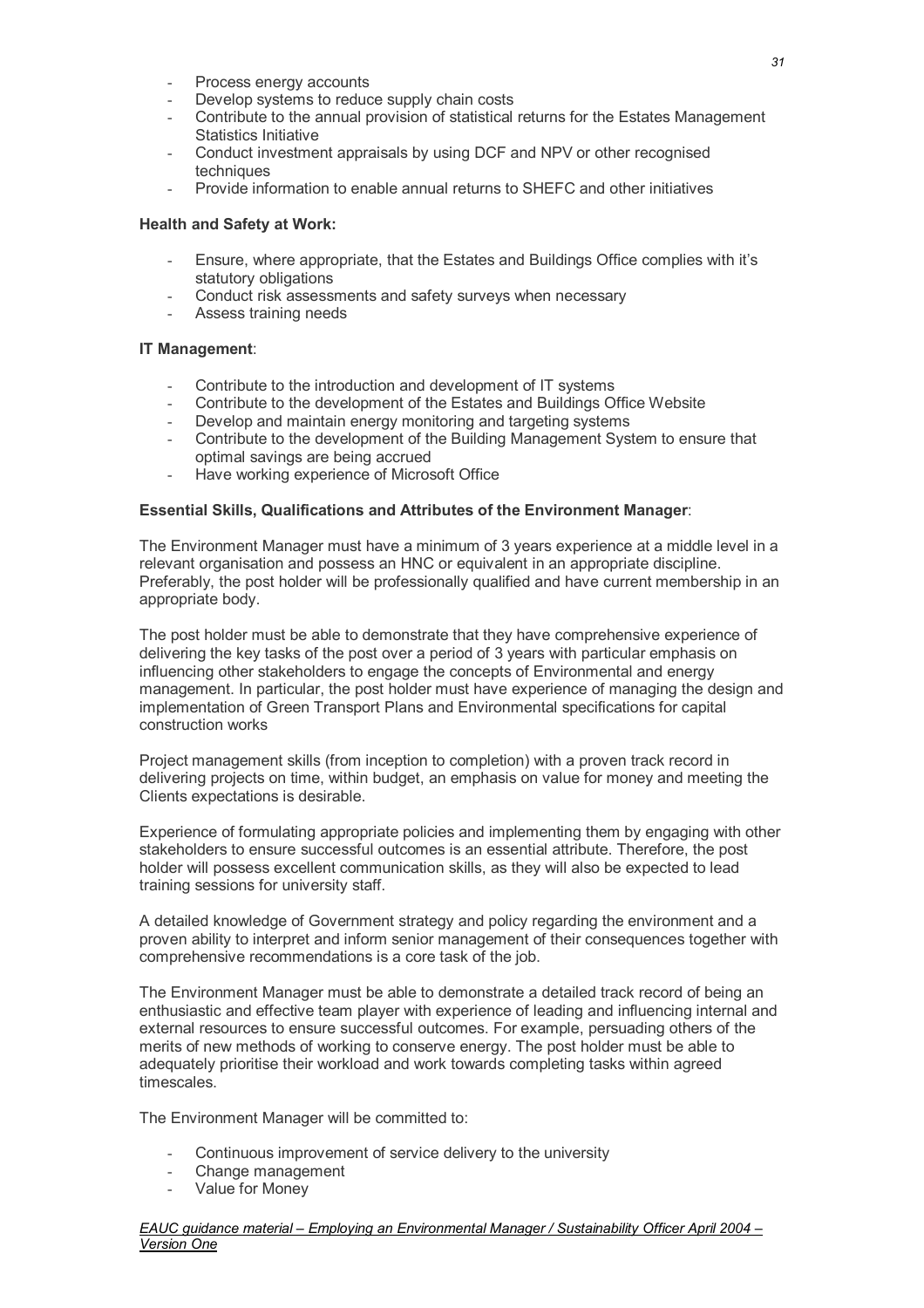- Process energy accounts
- Develop systems to reduce supply chain costs
- Contribute to the annual provision of statistical returns for the Estates Management Statistics Initiative
- Conduct investment appraisals by using DCF and NPV or other recognised techniques
- Provide information to enable annual returns to SHEFC and other initiatives

**Health and Safety at Work:**

- Ensure, where appropriate, that the Estates and Buildings Office complies with it's statutory obligations
- Conduct risk assessments and safety surveys when necessary
- Assess training needs

**IT Management**:

- Contribute to the introduction and development of IT systems
- Contribute to the development of the Estates and Buildings Office Website
- Develop and maintain energy monitoring and targeting systems
- Contribute to the development of the Building Management System to ensure that optimal savings are being accrued
- Have working experience of Microsoft Office

**Essential Skills, Qualifications and Attributes of the Environment Manager**:

The Environment Manager must have a minimum of 3 years experience at a middle level in a relevant organisation and possess an HNC or equivalent in an appropriate discipline. Preferably, the post holder will be professionally qualified and have current membership in an appropriate body.

The post holder must be able to demonstrate that they have comprehensive experience of delivering the key tasks of the post over a period of 3 years with particular emphasis on influencing other stakeholders to engage the concepts of Environmental and energy management. In particular, the post holder must have experience of managing the design and implementation of Green Transport Plans and Environmental specifications for capital construction works

Project management skills (from inception to completion) with a proven track record in delivering projects on time, within budget, an emphasis on value for money and meeting the Clients expectations is desirable.

Experience of formulating appropriate policies and implementing them by engaging with other stakeholders to ensure successful outcomes is an essential attribute. Therefore, the post holder will possess excellent communication skills, as they will also be expected to lead training sessions for university staff.

A detailed knowledge of Government strategy and policy regarding the environment and a proven ability to interpret and inform senior management of their consequences together with comprehensive recommendations is a core task of the job.

The Environment Manager must be able to demonstrate a detailed track record of being an enthusiastic and effective team player with experience of leading and influencing internal and external resources to ensure successful outcomes. For example, persuading others of the merits of new methods of working to conserve energy. The post holder must be able to adequately prioritise their workload and work towards completing tasks within agreed timescales.

The Environment Manager will be committed to:

- Continuous improvement of service delivery to the university
- Change management
- Value for Money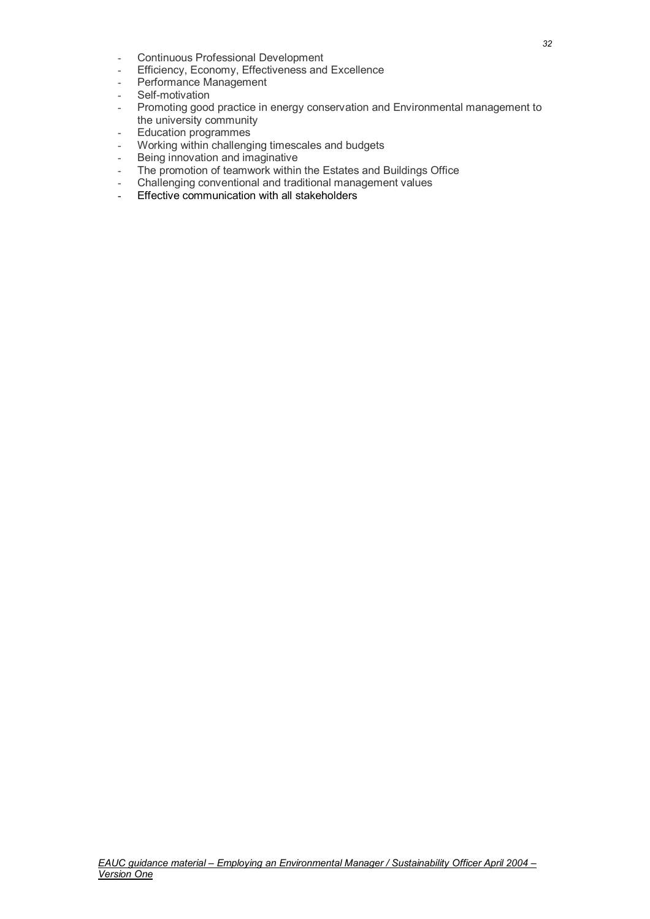- Continuous Professional Development
- Efficiency, Economy, Effectiveness and Excellence
- Performance Management
- Self-motivation
- Promoting good practice in energy conservation and Environmental management to the university community
- Education programmes
- Working within challenging timescales and budgets
- Being innovation and imaginative
- The promotion of teamwork within the Estates and Buildings Office
- Challenging conventional and traditional management values
- Effective communication with all stakeholders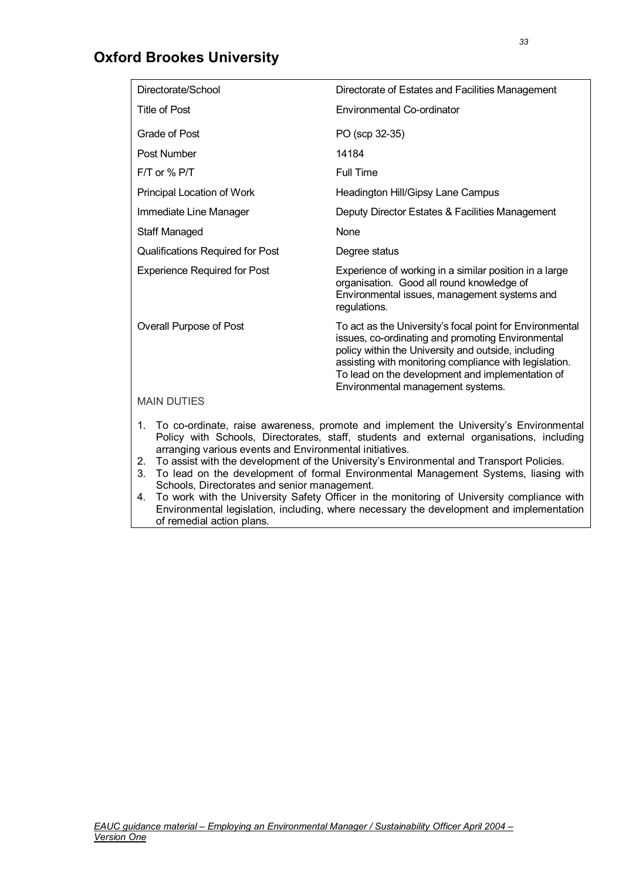## Oxford Brookes University

| | |
|---|---|
| Directorate/School | Directorate of Estates and Facilities Management |
| Title of Post | Environmental Co-ordinator |
| Grade of Post | PO (scp 32-35) |
| Post Number | 14184 |
| F/T or % P/T | Full Time |
| Principal Location of Work | Headington Hill/Gipsy Lane Campus |
| Immediate Line Manager | Deputy Director Estates & Facilities Management |
| Staff Managed | None |
| Qualifications Required for Post | Degree status |
| Experience Required for Post | Experience of working in a similar position in a large organisation. Good all round knowledge of Environmental issues, management systems and regulations. |
| Overall Purpose of Post | To act as the University's focal point for Environmental issues, co-ordinating and promoting Environmental policy within the University and outside, including assisting with monitoring compliance with legislation. To lead on the development and implementation of Environmental management systems. |

MAIN DUTIES

1. To co-ordinate, raise awareness, promote and implement the University's Environmental Policy with Schools, Directorates, staff, students and external organisations, including arranging various events and Environmental initiatives.
2. To assist with the development of the University's Environmental and Transport Policies.
3. To lead on the development of formal Environmental Management Systems, liasing with Schools, Directorates and senior management.
4. To work with the University Safety Officer in the monitoring of University compliance with Environmental legislation, including, where necessary the development and implementation of remedial action plans.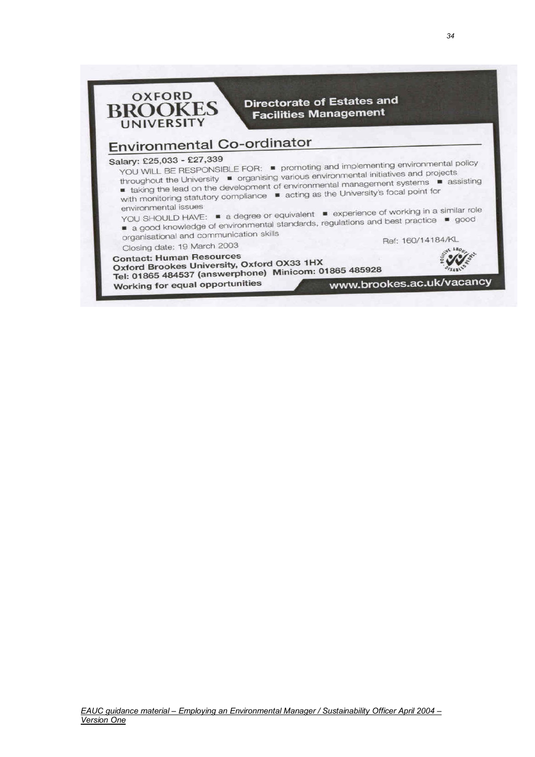**OXFORD BROOKES UNIVERSITY**

**Directorate of Estates and Facilities Management**

## Environmental Co-ordinator

**Salary: £25,033 - £27,339**

YOU WILL BE RESPONSIBLE FOR:
- promoting and implementing environmental policy throughout the University
- organising various environmental initiatives and projects
- taking the lead on the development of environmental management systems
- assisting with monitoring statutory compliance
- acting as the University's focal point for environmental issues

YOU SHOULD HAVE:
- a degree or equivalent
- experience of working in a similar role
- a good knowledge of environmental standards, regulations and best practice
- good organisational and communication skills

Closing date: 19 March 2003

Ref: 160/14184/KL

**Contact: Human Resources**
**Oxford Brookes University, Oxford OX33 1HX**
**Tel: 01865 484537 (answerphone) Minicom: 01865 485928**

**Working for equal opportunities**

**www.brookes.ac.uk/vacancy**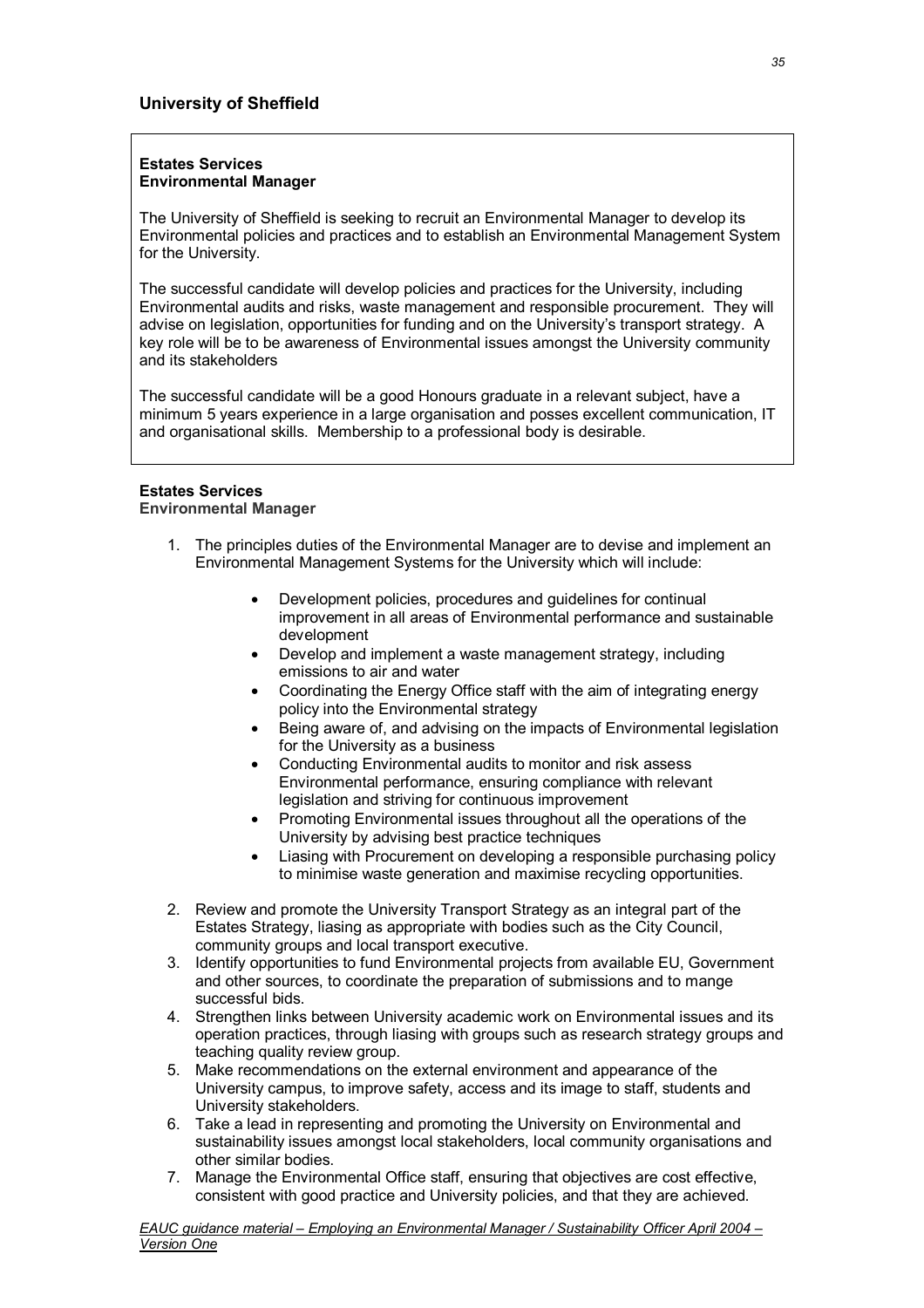## University of Sheffield

**Estates Services**
**Environmental Manager**

The University of Sheffield is seeking to recruit an Environmental Manager to develop its Environmental policies and practices and to establish an Environmental Management System for the University.

The successful candidate will develop policies and practices for the University, including Environmental audits and risks, waste management and responsible procurement. They will advise on legislation, opportunities for funding and on the University's transport strategy. A key role will be to be awareness of Environmental issues amongst the University community and its stakeholders

The successful candidate will be a good Honours graduate in a relevant subject, have a minimum 5 years experience in a large organisation and posses excellent communication, IT and organisational skills. Membership to a professional body is desirable.

**Estates Services**
**Environmental Manager**

1. The principles duties of the Environmental Manager are to devise and implement an Environmental Management Systems for the University which will include:
    - Development policies, procedures and guidelines for continual improvement in all areas of Environmental performance and sustainable development
    - Develop and implement a waste management strategy, including emissions to air and water
    - Coordinating the Energy Office staff with the aim of integrating energy policy into the Environmental strategy
    - Being aware of, and advising on the impacts of Environmental legislation for the University as a business
    - Conducting Environmental audits to monitor and risk assess Environmental performance, ensuring compliance with relevant legislation and striving for continuous improvement
    - Promoting Environmental issues throughout all the operations of the University by advising best practice techniques
    - Liasing with Procurement on developing a responsible purchasing policy to minimise waste generation and maximise recycling opportunities.
2. Review and promote the University Transport Strategy as an integral part of the Estates Strategy, liasing as appropriate with bodies such as the City Council, community groups and local transport executive.
3. Identify opportunities to fund Environmental projects from available EU, Government and other sources, to coordinate the preparation of submissions and to mange successful bids.
4. Strengthen links between University academic work on Environmental issues and its operation practices, through liasing with groups such as research strategy groups and teaching quality review group.
5. Make recommendations on the external environment and appearance of the University campus, to improve safety, access and its image to staff, students and University stakeholders.
6. Take a lead in representing and promoting the University on Environmental and sustainability issues amongst local stakeholders, local community organisations and other similar bodies.
7. Manage the Environmental Office staff, ensuring that objectives are cost effective, consistent with good practice and University policies, and that they are achieved.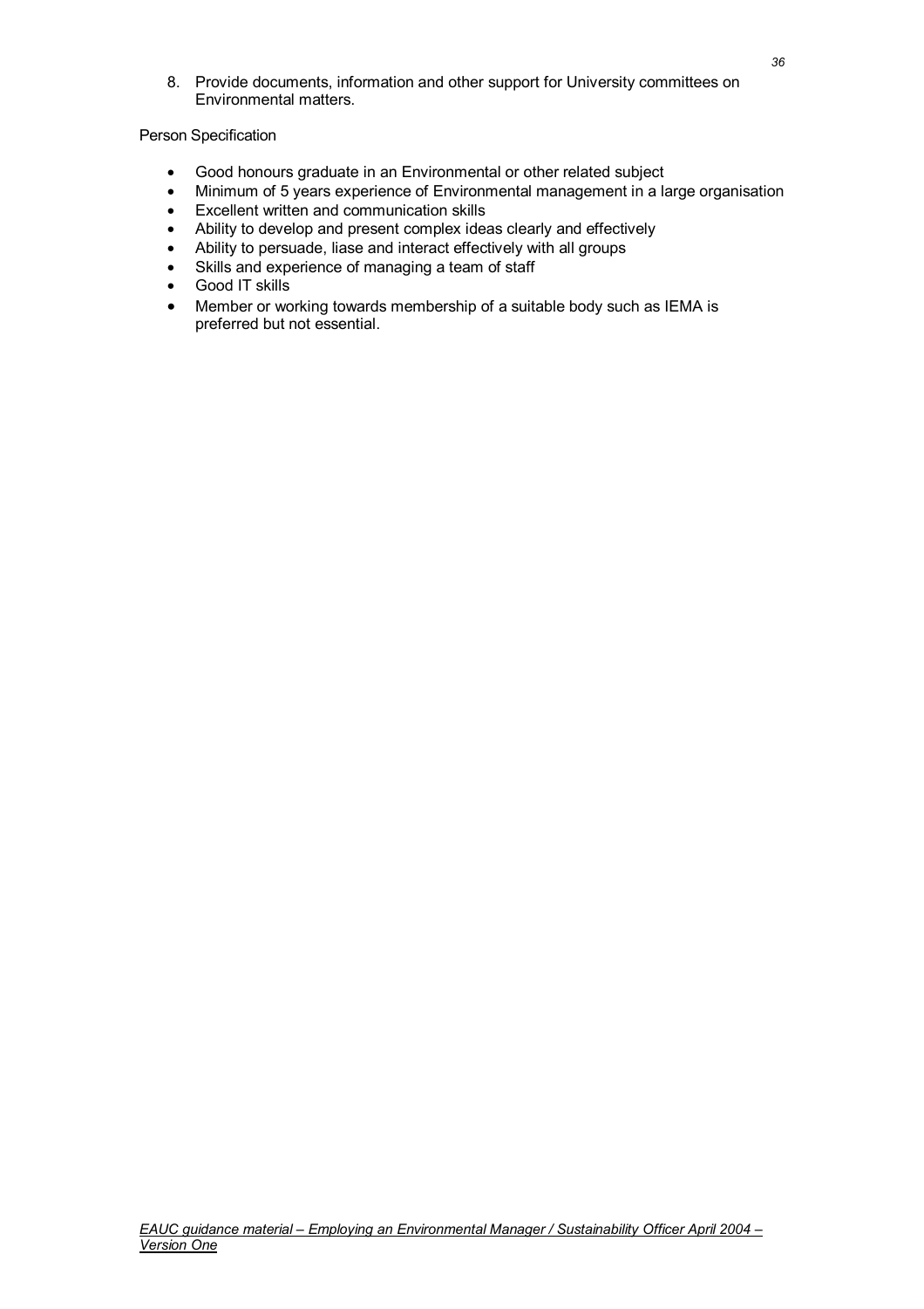8. Provide documents, information and other support for University committees on Environmental matters.

Person Specification

- Good honours graduate in an Environmental or other related subject
- Minimum of 5 years experience of Environmental management in a large organisation
- Excellent written and communication skills
- Ability to develop and present complex ideas clearly and effectively
- Ability to persuade, liase and interact effectively with all groups
- Skills and experience of managing a team of staff
- Good IT skills
- Member or working towards membership of a suitable body such as IEMA is preferred but not essential.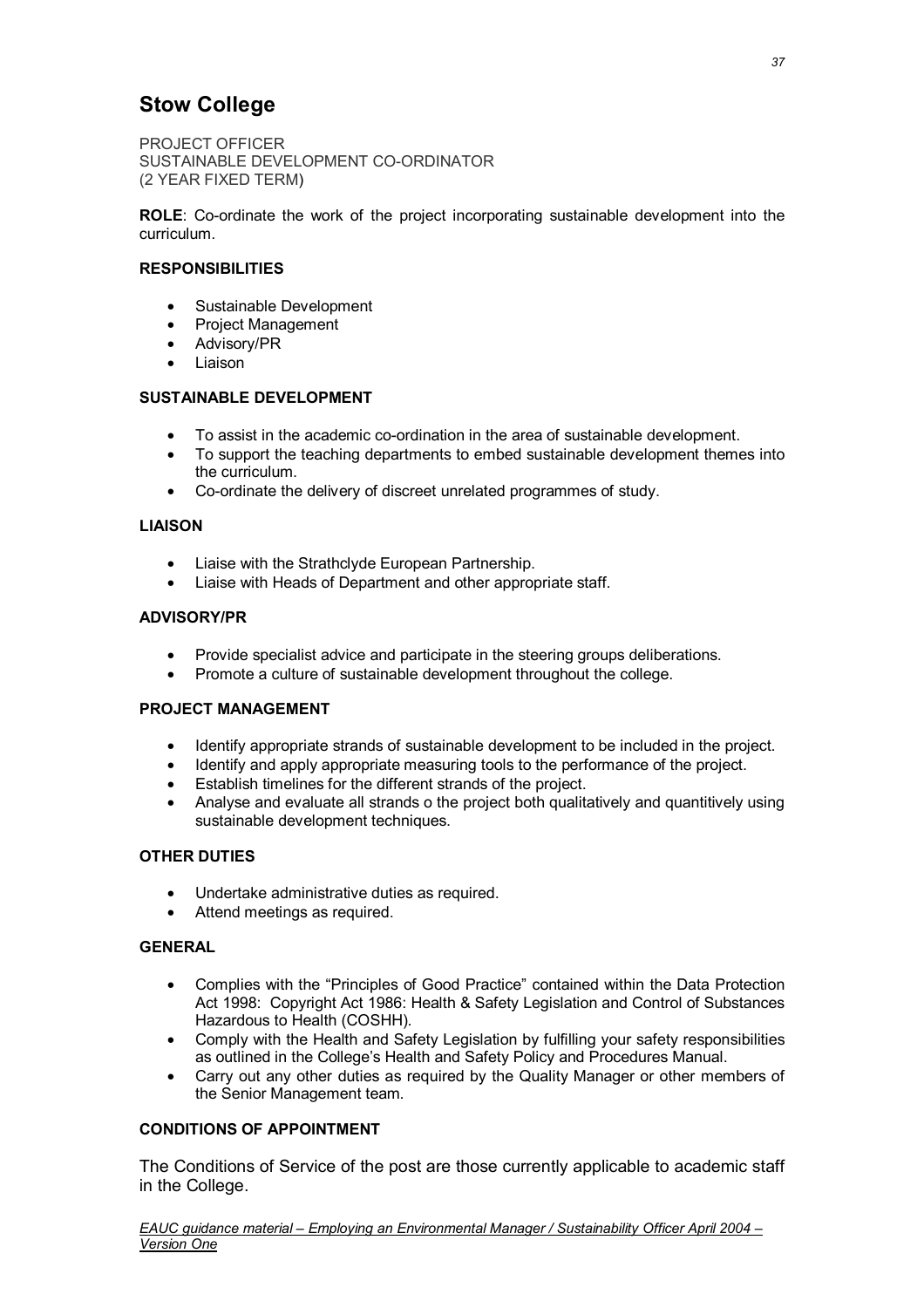## Stow College

PROJECT OFFICER
SUSTAINABLE DEVELOPMENT CO-ORDINATOR
(2 YEAR FIXED TERM)

**ROLE**: Co-ordinate the work of the project incorporating sustainable development into the curriculum.

**RESPONSIBILITIES**

- Sustainable Development
- Project Management
- Advisory/PR
- Liaison

**SUSTAINABLE DEVELOPMENT**

- To assist in the academic co-ordination in the area of sustainable development.
- To support the teaching departments to embed sustainable development themes into the curriculum.
- Co-ordinate the delivery of discreet unrelated programmes of study.

**LIAISON**

- Liaise with the Strathclyde European Partnership.
- Liaise with Heads of Department and other appropriate staff.

**ADVISORY/PR**

- Provide specialist advice and participate in the steering groups deliberations.
- Promote a culture of sustainable development throughout the college.

**PROJECT MANAGEMENT**

- Identify appropriate strands of sustainable development to be included in the project.
- Identify and apply appropriate measuring tools to the performance of the project.
- Establish timelines for the different strands of the project.
- Analyse and evaluate all strands o the project both qualitatively and quantitively using sustainable development techniques.

**OTHER DUTIES**

- Undertake administrative duties as required.
- Attend meetings as required.

**GENERAL**

- Complies with the "Principles of Good Practice" contained within the Data Protection Act 1998: Copyright Act 1986: Health & Safety Legislation and Control of Substances Hazardous to Health (COSHH).
- Comply with the Health and Safety Legislation by fulfilling your safety responsibilities as outlined in the College's Health and Safety Policy and Procedures Manual.
- Carry out any other duties as required by the Quality Manager or other members of the Senior Management team.

**CONDITIONS OF APPOINTMENT**

The Conditions of Service of the post are those currently applicable to academic staff in the College.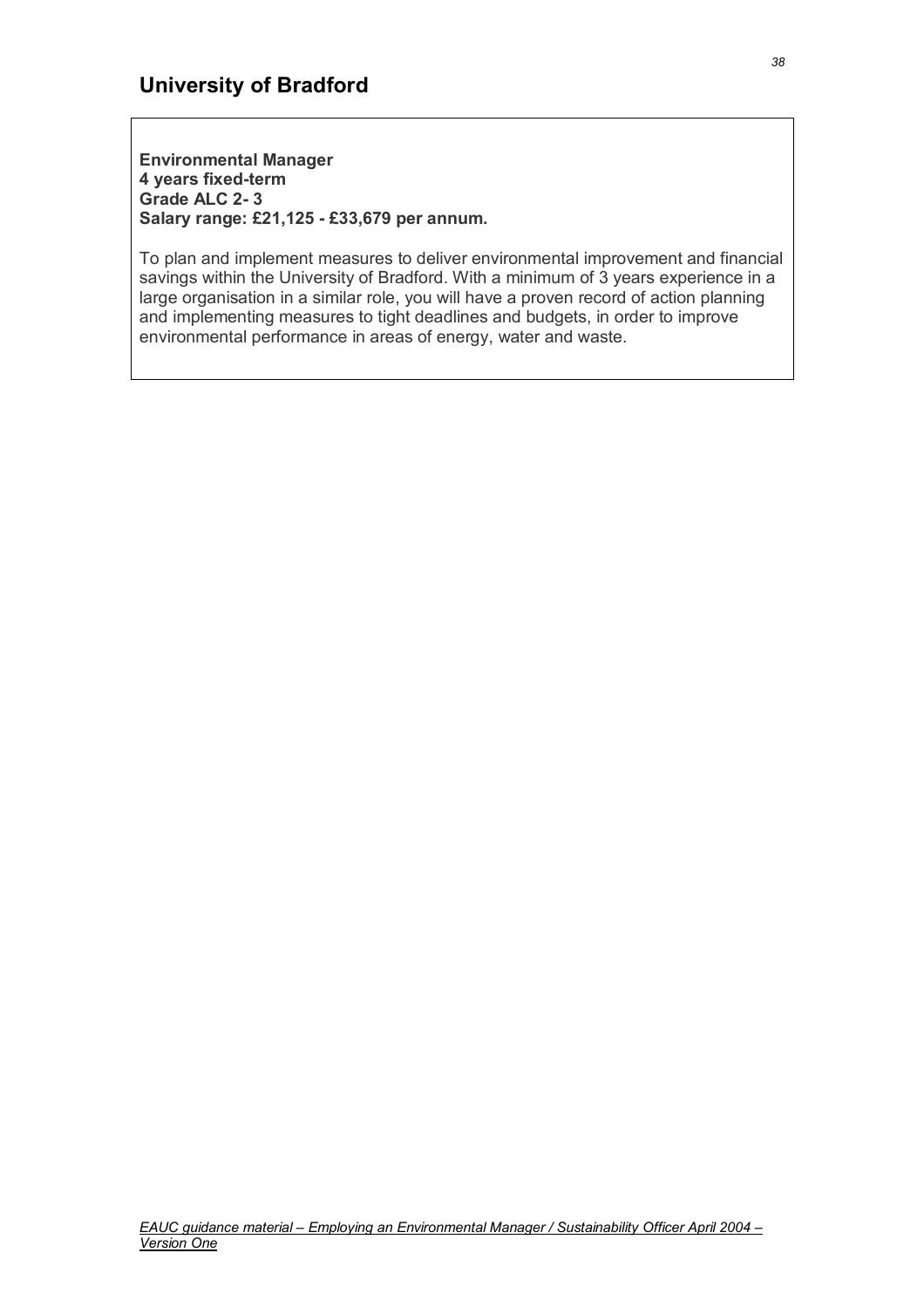## University of Bradford

**Environmental Manager**
**4 years fixed-term**
**Grade ALC 2- 3**
**Salary range: £21,125 - £33,679 per annum.**

To plan and implement measures to deliver environmental improvement and financial savings within the University of Bradford. With a minimum of 3 years experience in a large organisation in a similar role, you will have a proven record of action planning and implementing measures to tight deadlines and budgets, in order to improve environmental performance in areas of energy, water and waste.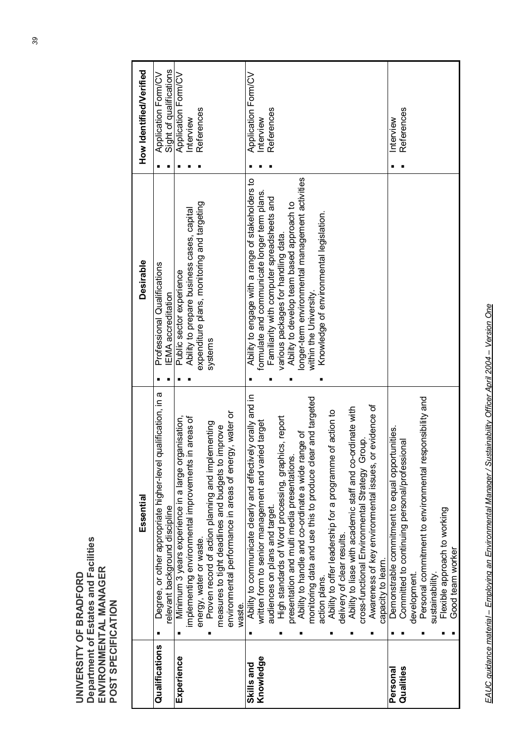**UNIVERSITY OF BRADFORD**
**Department of Estates and Facilities**
**ENVIRONMENTAL MANAGER**
**POST SPECIFICATION**

| | Essential | Desirable | How Identified/Verified |
|---|---|---|---|
| **Qualifications** | ▪ Degree, or other appropriate higher-level qualification, in a relevant background discipline | ▪ Professional Qualifications<br>▪ IEMA accreditation | ▪ Application Form/CV<br>▪ Sight of qualifications |
| **Experience** | ▪ Minimum 3 years experience in a large organisation, implementing environmental improvements in areas of energy, water or waste.<br>▪ Proven record of action planning and implementing measures to tight deadlines and budgets to improve environmental performance in areas of energy, water or waste. | ▪ Public sector experience<br>▪ Ability to prepare business cases, capital expenditure plans, monitoring and targeting systems | ▪ Application Form/CV<br>▪ Interview<br>▪ References |
| **Skills and Knowledge** | ▪ Ability to communicate clearly and effectively orally and in written form to senior management and varied target audiences on plans and target.<br>▪ High standards of Word processing, graphics, report presentation and multi media presentations.<br>▪ Ability to handle and co-ordinate a wide range of monitoring data and use this to produce clear and targeted action plans.<br>▪ Ability to offer leadership for a programme of action to delivery of clear results.<br>▪ Ability to liase with academic staff and co-ordinate with cross-functional Environmental Strategy Group.<br>▪ Awareness of key environmental issues, or evidence of capacity to learn. | ▪ Ability to engage with a range of stakeholders to formulate and communicate longer term plans.<br>▪ Familiarity with computer spreadsheets and various packages for handling data.<br>▪ Ability to develop team based approach to longer-term environmental management activities within the University.<br>▪ Knowledge of environmental legislation. | ▪ Application Form/CV<br>▪ Interview<br>▪ References |
| **Personal Qualities** | ▪ Demonstrable commitment to equal opportunities.<br>▪ Committed to continuing personal/professional development.<br>▪ Personal commitment to environmental responsibility and sustainability.<br>▪ Flexible approach to working<br>▪ Good team worker | | ▪ Interview<br>▪ References |

*EAUC guidance material – Employing an Environmental Manager / Sustainability Officer April 2004 – Version One*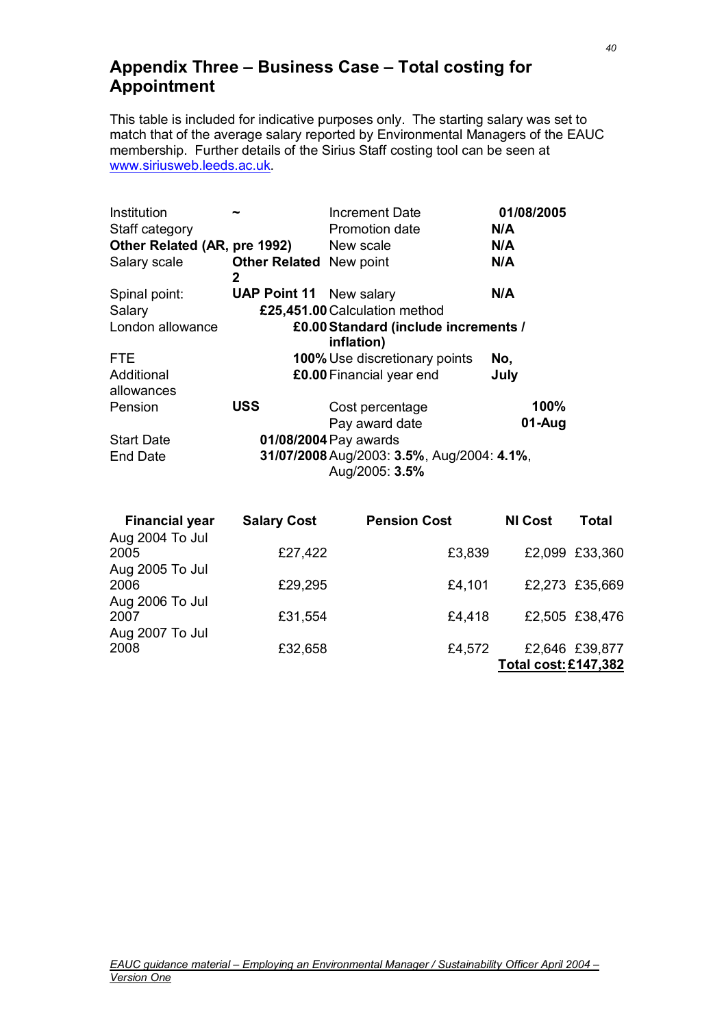## Appendix Three – Business Case – Total costing for Appointment

This table is included for indicative purposes only. The starting salary was set to match that of the average salary reported by Environmental Managers of the EAUC membership. Further details of the Sirius Staff costing tool can be seen at www.siriusweb.leeds.ac.uk.

| | | | |
|---|---|---|---|
| Institution | ~ | Increment Date | **01/08/2005** |
| Staff category | | Promotion date | **N/A** |
| **Other Related (AR, pre 1992)** | | New scale | **N/A** |
| Salary scale | **Other Related 2** | New point | **N/A** |
| Spinal point: | **UAP Point 11** | New salary | **N/A** |
| Salary | **£25,451.00** | Calculation method | |
| London allowance | **£0.00** | **Standard (include increments / inflation)** | |
| FTE | **100%** | Use discretionary points | **No,** |
| Additional allowances | **£0.00** | Financial year end | **July** |
| Pension | **USS** | Cost percentage | **100%** |
| | | Pay award date | **01-Aug** |
| Start Date | **01/08/2004** | Pay awards | |
| End Date | **31/07/2008** | Aug/2003: **3.5%**, Aug/2004: **4.1%**, Aug/2005: **3.5%** | |

| Financial year | Salary Cost | Pension Cost | NI Cost | Total |
|---|---|---|---|---|
| Aug 2004 To Jul 2005 | £27,422 | £3,839 | £2,099 | £33,360 |
| Aug 2005 To Jul 2006 | £29,295 | £4,101 | £2,273 | £35,669 |
| Aug 2006 To Jul 2007 | £31,554 | £4,418 | £2,505 | £38,476 |
| Aug 2007 To Jul 2008 | £32,658 | £4,572 | £2,646 | £39,877 |
| | | | **Total cost:** | **£147,382** |